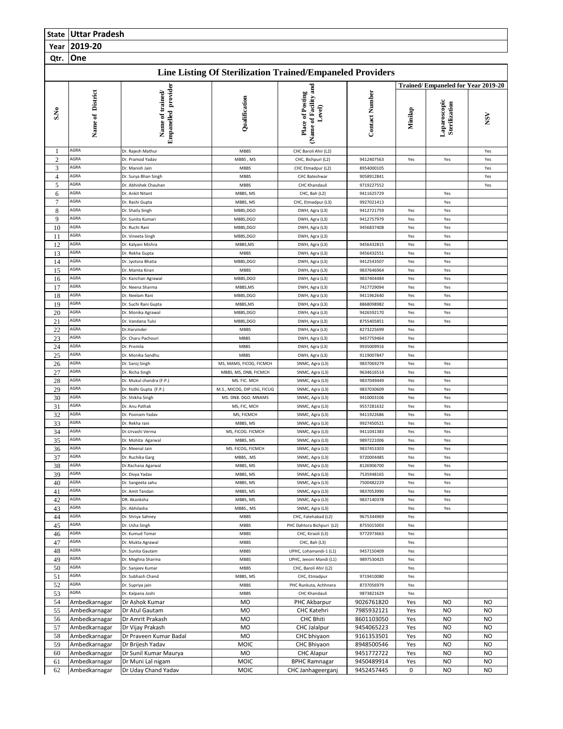| State | Uttar Pradesh |
|---|---|
| Year | 2019-20 |
| Qtr. | One |

## Line Listing Of Sterilization Trained/Empaneled Providers

| S.No | Name of District | Name of trained/ Empanelled provider | Qualification | Place of Posting (Name of Facility and Level) | Contact Number | Trained/ Empaneled for Year 2019-20 | | |
|---|---|---|---|---|---|---|---|---|
| | | | | | | Minilap | Laparoscopic Sterilization | NSV |
| 1 | AGRA | Dr. Rajesh Mathur | MBBS | CHC Baroli Ahir (L2) | | | | Yes |
| 2 | AGRA | Dr. Pramod Yadav | MBBS , MS | CHC, Bichpuri (L2) | 9412407563 | Yes | Yes | Yes |
| 3 | AGRA | Dr. Manish Jain | MBBS | CHC Etmadpur (L2) | 8954000105 | | | Yes |
| 4 | AGRA | Dr. Surya Bhan Singh | MBBS | CHC Bateshwar | 9058912841 | | | Yes |
| 5 | AGRA | Dr. Abhishek Chauhan | MBBS | CHC Khandauli | 9719227552 | | | Yes |
| 6 | AGRA | Dr. Ankit Nitant | MBBS, MS | CHC, Bah (L2) | 9411625729 | | Yes | |
| 7 | AGRA | Dr. Rashi Gupta | MBBS, MS | CHC, Etmadpur (L3) | 9927021413 | | Yes | |
| 8 | AGRA | Dr. Shaily Singh | MBBS,DGO | DWH, Agra (L3) | 9412721759 | Yes | Yes | |
| 9 | AGRA | Dr. Sunita Kumari | MBBS,DGO | DWH, Agra (L3) | 9412757979 | Yes | Yes | |
| 10 | AGRA | Dr. Ruchi Rani | MBBS,DGO | DWH, Agra (L3) | 9456837408 | Yes | Yes | |
| 11 | AGRA | Dr. Vineeta Singh | MBBS,DGO | DWH, Agra (L3) | | Yes | Yes | |
| 12 | AGRA | Dr. Kalyani Mishra | MBBS,MS | DWH, Agra (L3) | 9456432815 | Yes | Yes | |
| 13 | AGRA | Dr. Rekha Gupta | MBBS | DWH, Agra (L3) | 9456432551 | Yes | Yes | |
| 14 | AGRA | Dr. Jyotsna Bhatia | MBBS,DGO | DWH, Agra (L3) | 9412543507 | Yes | Yes | |
| 15 | AGRA | Dr. Mamta Kiran | MBBS | DWH, Agra (L3) | 9837646964 | Yes | Yes | |
| 16 | AGRA | Dr. Kanchan Agrawal | MBBS,DGO | DWH, Agra (L3) | 9837404484 | Yes | Yes | |
| 17 | AGRA | Dr. Neena Sharma | MBBS,MS | DWH, Agra (L3) | 7417729094 | Yes | Yes | |
| 18 | AGRA | Dr. Neelam Rani | MBBS,DGO | DWH, Agra (L3) | 9411962640 | Yes | Yes | |
| 19 | AGRA | Dr. Suchi Rani Gupta | MBBS,MS | DWH, Agra (L3) | 8868098982 | Yes | Yes | |
| 20 | AGRA | Dr. Monika Agrawal | MBBS,DGO | DWH, Agra (L3) | 9426592170 | Yes | Yes | |
| 21 | AGRA | Dr. Vandana Tulsi | MBBS,DGO | DWH, Agra (L3) | 8755405851 | Yes | Yes | |
| 22 | AGRA | Dr.Harvinder | MBBS | DWH, Agra (L3) | 8273225699 | Yes | | |
| 23 | AGRA | Dr. Charu Pachouri | MBBS | DWH, Agra (L3) | 9457759464 | Yes | | |
| 24 | AGRA | Dr. Promila | MBBS | DWH, Agra (L3) | 9935009916 | Yes | | |
| 25 | AGRA | Dr. Monika Sandhu | MBBS | DWH, Agra (L3) | 9119007847 | Yes | | |
| 26 | AGRA | Dr. Saroj Singh | MS, MAMS, FICOG, FICMCH | SNMC, Agra (L3) | 9837069279 | Yes | Yes | |
| 27 | AGRA | Dr. Richa Singh | MBBS, MS, DNB, FICMCH | SNMC, Agra (L3) | 9634616514 | Yes | Yes | |
| 28 | AGRA | Dr. Mukul chandra (F.P.) | MS. FIC. MCH | SNMC, Agra (L3) | 9837049449 | Yes | Yes | |
| 29 | AGRA | Dr. Nidhi Gupta (F.P.) | M.S., MICOG, DIP USG, FICUG | SNMC, Agra (L3) | 9837030609 | Yes | Yes | |
| 30 | AGRA | Dr. Shikha Singh | MS. DNB. DGO. MNAMS | SNMC, Agra (L3) | 9410003106 | Yes | Yes | |
| 31 | AGRA | Dr. Anu Pathak | MS, FIC, MCH | SNMC, Agra (L3) | 9557281632 | Yes | Yes | |
| 32 | AGRA | Dr. Poonam Yadav | MS, FICMCH | SNMC, Agra (L3) | 9411922686 | Yes | Yes | |
| 33 | AGRA | Dr. Rekha rani | MBBS, MS | SNMC, Agra (L3) | 9927450521 | Yes | Yes | |
| 34 | AGRA | Dr.Urvashi Verma | MS, FICOG. FICMCH | SNMC, Agra (L3) | 9411041383 | Yes | Yes | |
| 35 | AGRA | Dr. Mohita Agarwal | MBBS, MS | SNMC, Agra (L3) | 9897221006 | Yes | Yes | |
| 36 | AGRA | Dr. Meenal Jain | MS. FICOG, FICMCH | SNMC, Agra (L3) | 9837453303 | Yes | Yes | |
| 37 | AGRA | Dr. Ruchika Garg | MBBS, .MS | SNMC, Agra (L3) | 9720004485 | Yes | Yes | |
| 38 | AGRA | Dr.Rachana Agarwal | MBBS, MS | SNMC, Agra (L3) | 8126906700 | Yes | Yes | |
| 39 | AGRA | Dr. Divya Yadav | MBBS, MS | SNMC, Agra (L3) | 7535948165 | Yes | Yes | |
| 40 | AGRA | Dr. Sangeeta sahu | MBBS, MS | SNMC, Agra (L3) | 7500482229 | Yes | Yes | |
| 41 | AGRA | Dr. Amit Tandan | MBBS, MS | SNMC, Agra (L3) | 9837053990 | Yes | Yes | |
| 42 | AGRA | DR. Akanksha | MBBS, MS | SNMC, Agra (L3) | 9837140378 | Yes | Yes | |
| 43 | AGRA | Dr. Abhilasha | MBBS., MS | SNMC, Agra (L3) | | Yes | Yes | |
| 44 | AGRA | Dr. Shriya Sahney | MBBS | CHC, Fatehabad (L2) | 9675344969 | Yes | | |
| 45 | AGRA | Dr. Usha Singh | MBBS | PHC Dahtora Bichpuri (L2) | 8755015003 | Yes | | |
| 46 | AGRA | Dr. Kumud Tomar | MBBS | CHC, Kiraoli (L3) | 9772973663 | Yes | | |
| 47 | AGRA | Dr. Mukta Agrawal | MBBS | CHC, Bah (L3) | | Yes | | |
| 48 | AGRA | Dr. Sunita Gautam | MBBS | UPHC, Lohamandi-1 (L1) | 9457150409 | Yes | | |
| 49 | AGRA | Dr. Meghna Sharma | MBBS | UPHC, Jeeoni Mandi (L1) | 9897530425 | Yes | | |
| 50 | AGRA | Dr. Sanjeev Kumar | MBBS | CHC, Baroli Ahir (L2) | | Yes | | |
| 51 | AGRA | Dr. Subhash Chand | MBBS, MS | CHC, Etmadpur | 9719410080 | Yes | | |
| 52 | AGRA | Dr. Supriya jain | MBBS | PHC Runkuta, Achhnera | 8737056979 | Yes | | |
| 53 | AGRA | Dr. Kalpana Joshi | MBBS | CHC Khandauli | 9873821629 | Yes | | |
| 54 | Ambedkarnagar | Dr Ashok Kumar | MO | PHC Akbarpur | 9026761820 | Yes | NO | NO |
| 55 | Ambedkarnagar | Dr Atul Gautam | MO | CHC Katehri | 7985932121 | Yes | NO | NO |
| 56 | Ambedkarnagar | Dr Amrit Prakash | MO | CHC Bhiti | 8601103050 | Yes | NO | NO |
| 57 | Ambedkarnagar | Dr Vijay Prakash | MO | CHC Jalalpur | 9454065223 | Yes | NO | NO |
| 58 | Ambedkarnagar | Dr Praveen Kumar Badal | MO | CHC bhiyaon | 9161353501 | Yes | NO | NO |
| 59 | Ambedkarnagar | Dr Brijesh Yadav | MOIC | CHC Bhiyaon | 8948500546 | Yes | NO | NO |
| 60 | Ambedkarnagar | Dr Sunil Kumar Maurya | MO | CHC Alapur | 9451772722 | Yes | NO | NO |
| 61 | Ambedkarnagar | Dr Muni Lal nigam | MOIC | BPHC Ramnagar | 9450489914 | Yes | NO | NO |
| 62 | Ambedkarnagar | Dr Uday Chand Yadav | MOIC | CHC Janhageerganj | 9452457445 | 0 | NO | NO |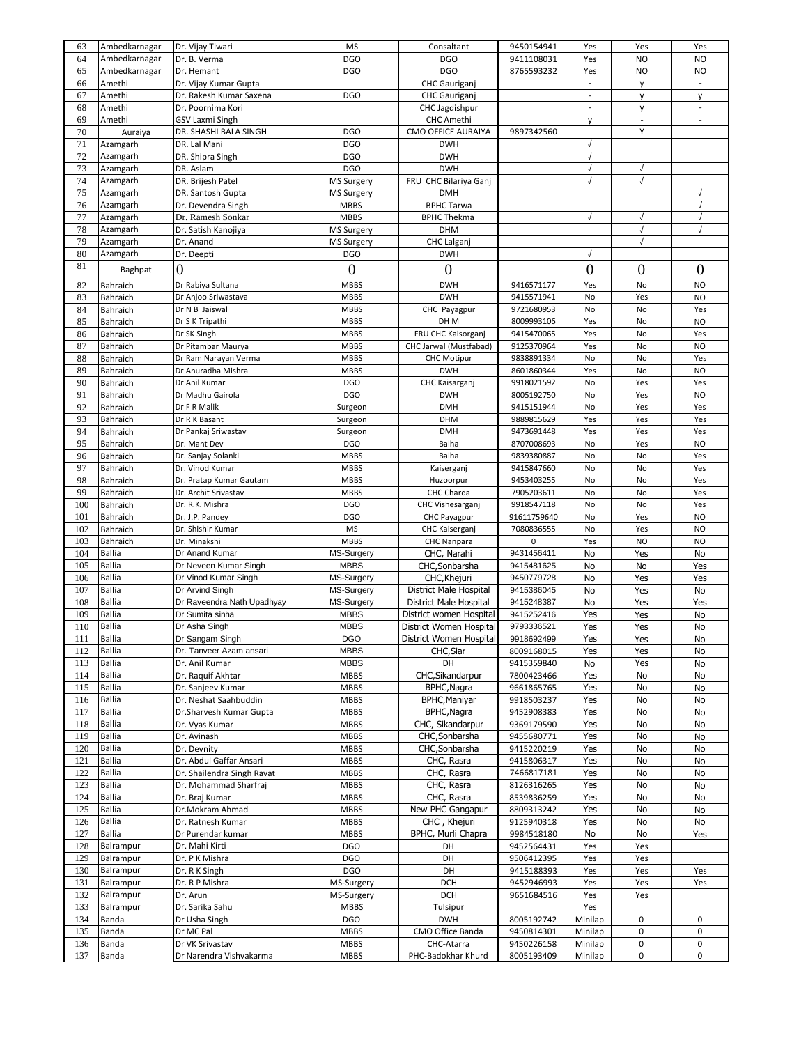| 63 | Ambedkarnagar | Dr. Vijay Tiwari | MS | Consaltant | 9450154941 | Yes | Yes | Yes |
|---|---|---|---|---|---|---|---|---|
| 64 | Ambedkarnagar | Dr. B. Verma | DGO | DGO | 9411108031 | Yes | NO | NO |
| 65 | Ambedkarnagar | Dr. Hemant | DGO | DGO | 8765593232 | Yes | NO | NO |
| 66 | Amethi | Dr. Vijay Kumar Gupta | | CHC Gauriganj | | - | y | - |
| 67 | Amethi | Dr. Rakesh Kumar Saxena | DGO | CHC Gauriganj | | - | y | y |
| 68 | Amethi | Dr. Poornima Kori | | CHC Jagdishpur | | - | y | - |
| 69 | Amethi | GSV Laxmi Singh | | CHC Amethi | | y | - | - |
| 70 | Auraiya | DR. SHASHI BALA SINGH | DGO | CMO OFFICE AURAIYA | 9897342560 | | Y | |
| 71 | Azamgarh | DR. Lal Mani | DGO | DWH | | √ | | |
| 72 | Azamgarh | DR. Shipra Singh | DGO | DWH | | √ | | |
| 73 | Azamgarh | DR. Aslam | DGO | DWH | | √ | √ | |
| 74 | Azamgarh | DR. Brijesh Patel | MS Surgery | FRU CHC Bilariya Ganj | | √ | √ | |
| 75 | Azamgarh | DR. Santosh Gupta | MS Surgery | DMH | | | | √ |
| 76 | Azamgarh | Dr. Devendra Singh | MBBS | BPHC Tarwa | | | | √ |
| 77 | Azamgarh | Dr. Ramesh Sonkar | MBBS | BPHC Thekma | | √ | √ | √ |
| 78 | Azamgarh | Dr. Satish Kanojiya | MS Surgery | DHM | | | √ | √ |
| 79 | Azamgarh | Dr. Anand | MS Surgery | CHC Lalganj | | | √ | |
| 80 | Azamgarh | Dr. Deepti | DGO | DWH | | √ | | |
| 81 | Baghpat | 0 | 0 | 0 | | 0 | 0 | 0 |
| 82 | Bahraich | Dr Rabiya Sultana | MBBS | DWH | 9416571177 | Yes | No | NO |
| 83 | Bahraich | Dr Anjoo Sriwastava | MBBS | DWH | 9415571941 | No | Yes | NO |
| 84 | Bahraich | Dr N B Jaiswal | MBBS | CHC Payagpur | 9721680953 | No | No | Yes |
| 85 | Bahraich | Dr S K Tripathi | MBBS | DH M | 8009993106 | Yes | No | NO |
| 86 | Bahraich | Dr SK Singh | MBBS | FRU CHC Kaisorganj | 9415470065 | Yes | No | Yes |
| 87 | Bahraich | Dr Pitambar Maurya | MBBS | CHC Jarwal (Mustfabad) | 9125370964 | Yes | No | NO |
| 88 | Bahraich | Dr Ram Narayan Verma | MBBS | CHC Motipur | 9838891334 | No | No | Yes |
| 89 | Bahraich | Dr Anuradha Mishra | MBBS | DWH | 8601860344 | Yes | No | NO |
| 90 | Bahraich | Dr Anil Kumar | DGO | CHC Kaisarganj | 9918021592 | No | Yes | Yes |
| 91 | Bahraich | Dr Madhu Gairola | DGO | DWH | 8005192750 | No | Yes | NO |
| 92 | Bahraich | Dr F R Malik | Surgeon | DMH | 9415151944 | No | Yes | Yes |
| 93 | Bahraich | Dr R K Basant | Surgeon | DHM | 9889815629 | Yes | Yes | Yes |
| 94 | Bahraich | Dr Pankaj Sriwastav | Surgeon | DMH | 9473691448 | Yes | Yes | Yes |
| 95 | Bahraich | Dr. Mant Dev | DGO | Balha | 8707008693 | No | Yes | NO |
| 96 | Bahraich | Dr. Sanjay Solanki | MBBS | Balha | 9839380887 | No | No | Yes |
| 97 | Bahraich | Dr. Vinod Kumar | MBBS | Kaiserganj | 9415847660 | No | No | Yes |
| 98 | Bahraich | Dr. Pratap Kumar Gautam | MBBS | Huzoorpur | 9453403255 | No | No | Yes |
| 99 | Bahraich | Dr. Archit Srivastav | MBBS | CHC Charda | 7905203611 | No | No | Yes |
| 100 | Bahraich | Dr. R.K. Mishra | DGO | CHC Vishesarganj | 9918547118 | No | No | Yes |
| 101 | Bahraich | Dr. J.P. Pandey | DGO | CHC Payagpur | 91611759640 | No | Yes | NO |
| 102 | Bahraich | Dr. Shishir Kumar | MS | CHC Kaiserganj | 7080836555 | No | Yes | NO |
| 103 | Bahraich | Dr. Minakshi | MBBS | CHC Nanpara | 0 | Yes | NO | NO |
| 104 | Ballia | Dr Anand Kumar | MS-Surgery | CHC, Narahi | 9431456411 | No | Yes | No |
| 105 | Ballia | Dr Neveen Kumar Singh | MBBS | CHC,Sonbarsha | 9415481625 | No | No | Yes |
| 106 | Ballia | Dr Vinod Kumar Singh | MS-Surgery | CHC,Khejuri | 9450779728 | No | Yes | Yes |
| 107 | Ballia | Dr Arvind Singh | MS-Surgery | District Male Hospital | 9415386045 | No | Yes | No |
| 108 | Ballia | Dr Raveendra Nath Upadhyay | MS-Surgery | District Male Hospital | 9415248387 | No | Yes | Yes |
| 109 | Ballia | Dr Sumita sinha | MBBS | District women Hospital | 9415252416 | Yes | Yes | No |
| 110 | Ballia | Dr Asha Singh | MBBS | District Women Hospital | 9793336521 | Yes | Yes | No |
| 111 | Ballia | Dr Sangam Singh | DGO | District Women Hospital | 9918692499 | Yes | Yes | No |
| 112 | Ballia | Dr. Tanveer Azam ansari | MBBS | CHC,Siar | 8009168015 | Yes | Yes | No |
| 113 | Ballia | Dr. Anil Kumar | MBBS | DH | 9415359840 | No | Yes | No |
| 114 | Ballia | Dr. Raquif Akhtar | MBBS | CHC,Sikandarpur | 7800423466 | Yes | No | No |
| 115 | Ballia | Dr. Sanjeev Kumar | MBBS | BPHC,Nagra | 9661865765 | Yes | No | No |
| 116 | Ballia | Dr. Neshat Saahbuddin | MBBS | BPHC,Maniyar | 9918503237 | Yes | No | No |
| 117 | Ballia | Dr.Sharvesh Kumar Gupta | MBBS | BPHC,Nagra | 9452908383 | Yes | No | No |
| 118 | Ballia | Dr. Vyas Kumar | MBBS | CHC, Sikandarpur | 9369179590 | Yes | No | No |
| 119 | Ballia | Dr. Avinash | MBBS | CHC,Sonbarsha | 9455680771 | Yes | No | No |
| 120 | Ballia | Dr. Devnity | MBBS | CHC,Sonbarsha | 9415220219 | Yes | No | No |
| 121 | Ballia | Dr. Abdul Gaffar Ansari | MBBS | CHC, Rasra | 9415806317 | Yes | No | No |
| 122 | Ballia | Dr. Shailendra Singh Ravat | MBBS | CHC, Rasra | 7466817181 | Yes | No | No |
| 123 | Ballia | Dr. Mohammad Sharfraj | MBBS | CHC, Rasra | 8126316265 | Yes | No | No |
| 124 | Ballia | Dr. Braj Kumar | MBBS | CHC, Rasra | 8539836259 | Yes | No | No |
| 125 | Ballia | Dr.Mokram Ahmad | MBBS | New PHC Gangapur | 8809313242 | Yes | No | No |
| 126 | Ballia | Dr. Ratnesh Kumar | MBBS | CHC , Khejuri | 9125940318 | Yes | No | No |
| 127 | Ballia | Dr Purendar kumar | MBBS | BPHC, Murli Chapra | 9984518180 | No | No | Yes |
| 128 | Balrampur | Dr. Mahi Kirti | DGO | DH | 9452564431 | Yes | Yes | |
| 129 | Balrampur | Dr. P K Mishra | DGO | DH | 9506412395 | Yes | Yes | |
| 130 | Balrampur | Dr. R K Singh | DGO | DH | 9415188393 | Yes | Yes | Yes |
| 131 | Balrampur | Dr. R P Mishra | MS-Surgery | DCH | 9452946993 | Yes | Yes | Yes |
| 132 | Balrampur | Dr. Arun | MS-Surgery | DCH | 9651684516 | Yes | Yes | |
| 133 | Balrampur | Dr. Sarika Sahu | MBBS | Tulsipur | | Yes | | |
| 134 | Banda | Dr Usha Singh | DGO | DWH | 8005192742 | Minilap | 0 | 0 |
| 135 | Banda | Dr MC Pal | MBBS | CMO Office Banda | 9450814301 | Minilap | 0 | 0 |
| 136 | Banda | Dr VK Srivastav | MBBS | CHC-Atarra | 9450226158 | Minilap | 0 | 0 |
| 137 | Banda | Dr Narendra Vishvakarma | MBBS | PHC-Badokhar Khurd | 8005193409 | Minilap | 0 | 0 |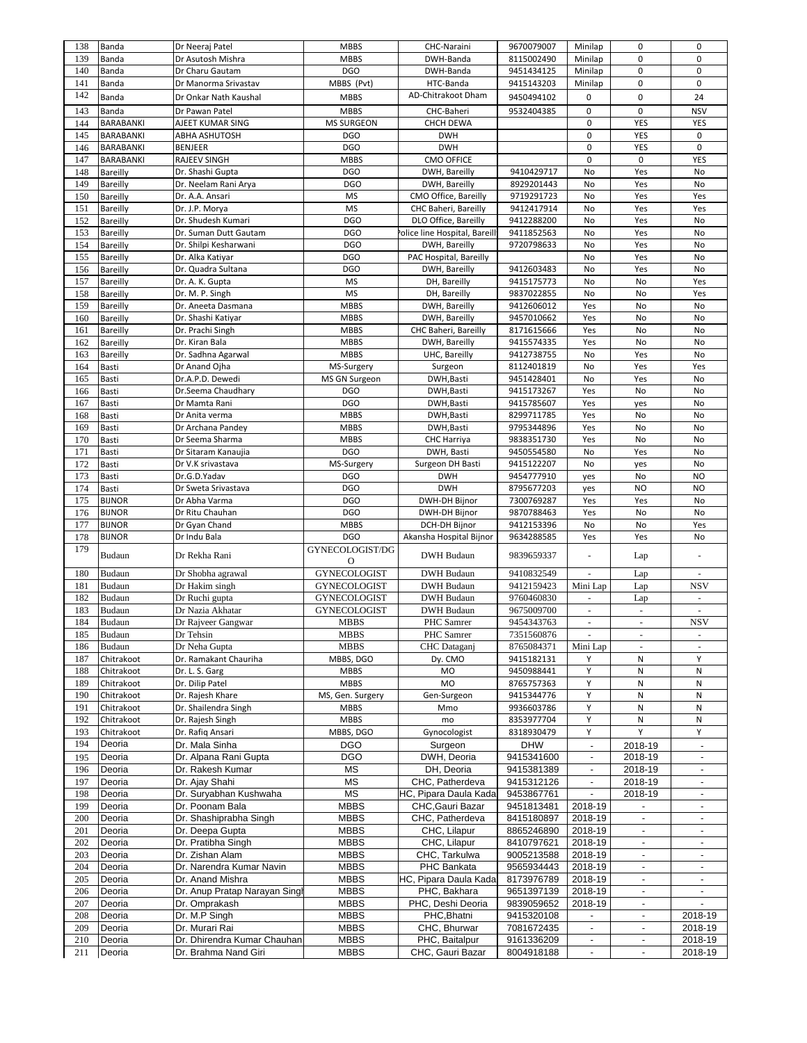| 138 | Banda | Dr Neeraj Patel | MBBS | CHC-Naraini | 9670079007 | Minilap | 0 | 0 |
|---|---|---|---|---|---|---|---|---|
| 139 | Banda | Dr Asutosh Mishra | MBBS | DWH-Banda | 8115002490 | Minilap | 0 | 0 |
| 140 | Banda | Dr Charu Gautam | DGO | DWH-Banda | 9451434125 | Minilap | 0 | 0 |
| 141 | Banda | Dr Manorma Srivastav | MBBS (Pvt) | HTC-Banda | 9415143203 | Minilap | 0 | 0 |
| 142 | Banda | Dr Onkar Nath Kaushal | MBBS | AD-Chitrakoot Dham | 9450494102 | 0 | 0 | 24 |
| 143 | Banda | Dr Pawan Patel | MBBS | CHC-Baheri | 9532404385 | 0 | 0 | NSV |
| 144 | BARABANKI | AJEET KUMAR SING | MS SURGEON | CHCH DEWA | | 0 | YES | YES |
| 145 | BARABANKI | ABHA ASHUTOSH | DGO | DWH | | 0 | YES | 0 |
| 146 | BARABANKI | BENJEER | DGO | DWH | | 0 | YES | 0 |
| 147 | BARABANKI | RAJEEV SINGH | MBBS | CMO OFFICE | | 0 | 0 | YES |
| 148 | Bareilly | Dr. Shashi Gupta | DGO | DWH, Bareilly | 9410429717 | No | Yes | No |
| 149 | Bareilly | Dr. Neelam Rani Arya | DGO | DWH, Bareilly | 8929201443 | No | Yes | No |
| 150 | Bareilly | Dr. A.A. Ansari | MS | CMO Office, Bareilly | 9719291723 | No | Yes | Yes |
| 151 | Bareilly | Dr. J.P. Morya | MS | CHC Baheri, Bareilly | 9412417914 | No | Yes | Yes |
| 152 | Bareilly | Dr. Shudesh Kumari | DGO | DLO Office, Bareilly | 9412288200 | No | Yes | No |
| 153 | Bareilly | Dr. Suman Dutt Gautam | DGO | Police line Hospital, Bareill | 9411852563 | No | Yes | No |
| 154 | Bareilly | Dr. Shilpi Kesharwani | DGO | DWH, Bareilly | 9720798633 | No | Yes | No |
| 155 | Bareilly | Dr. Alka Katiyar | DGO | PAC Hospital, Bareilly | | No | Yes | No |
| 156 | Bareilly | Dr. Quadra Sultana | DGO | DWH, Bareilly | 9412603483 | No | Yes | No |
| 157 | Bareilly | Dr. A. K. Gupta | MS | DH, Bareilly | 9415175773 | No | No | Yes |
| 158 | Bareilly | Dr. M. P. Singh | MS | DH, Bareilly | 9837022855 | No | No | Yes |
| 159 | Bareilly | Dr. Aneeta Dasmana | MBBS | DWH, Bareilly | 9412606012 | Yes | No | No |
| 160 | Bareilly | Dr. Shashi Katiyar | MBBS | DWH, Bareilly | 9457010662 | Yes | No | No |
| 161 | Bareilly | Dr. Prachi Singh | MBBS | CHC Baheri, Bareilly | 8171615666 | Yes | No | No |
| 162 | Bareilly | Dr. Kiran Bala | MBBS | DWH, Bareilly | 9415574335 | Yes | No | No |
| 163 | Bareilly | Dr. Sadhna Agarwal | MBBS | UHC, Bareilly | 9412738755 | No | Yes | No |
| 164 | Basti | Dr Anand Ojha | MS-Surgery | Surgeon | 8112401819 | No | Yes | Yes |
| 165 | Basti | Dr.A.P.D. Dewedi | MS GN Surgeon | DWH,Basti | 9451428401 | No | Yes | No |
| 166 | Basti | Dr.Seema Chaudhary | DGO | DWH,Basti | 9415173267 | Yes | No | No |
| 167 | Basti | Dr Mamta Rani | DGO | DWH,Basti | 9415785607 | Yes | yes | No |
| 168 | Basti | Dr Anita verma | MBBS | DWH,Basti | 8299711785 | Yes | No | No |
| 169 | Basti | Dr Archana Pandey | MBBS | DWH,Basti | 9795344896 | Yes | No | No |
| 170 | Basti | Dr Seema Sharma | MBBS | CHC Harriya | 9838351730 | Yes | No | No |
| 171 | Basti | Dr Sitaram Kanaujia | DGO | DWH, Basti | 9450554580 | No | Yes | No |
| 172 | Basti | Dr V.K srivastava | MS-Surgery | Surgeon DH Basti | 9415122207 | No | yes | No |
| 173 | Basti | Dr.G.D.Yadav | DGO | DWH | 9454777910 | yes | No | NO |
| 174 | Basti | Dr Sweta Srivastava | DGO | DWH | 8795677203 | yes | NO | NO |
| 175 | BIJNOR | Dr Abha Varma | DGO | DWH-DH Bijnor | 7300769287 | Yes | Yes | No |
| 176 | BIJNOR | Dr Ritu Chauhan | DGO | DWH-DH Bijnor | 9870788463 | Yes | No | No |
| 177 | BIJNOR | Dr Gyan Chand | MBBS | DCH-DH Bijnor | 9412153396 | No | No | Yes |
| 178 | BIJNOR | Dr Indu Bala | DGO | Akansha Hospital Bijnor | 9634288585 | Yes | Yes | No |
| 179 | Budaun | Dr Rekha Rani | GYNECOLOGIST/DGO | DWH Budaun | 9839659337 | - | Lap | - |
| 180 | Budaun | Dr Shobha agrawal | GYNECOLOGIST | DWH Budaun | 9410832549 | - | Lap | - |
| 181 | Budaun | Dr Hakim singh | GYNECOLOGIST | DWH Budaun | 9412159423 | Mini Lap | Lap | NSV |
| 182 | Budaun | Dr Ruchi gupta | GYNECOLOGIST | DWH Budaun | 9760460830 | - | Lap | - |
| 183 | Budaun | Dr Nazia Akhatar | GYNECOLOGIST | DWH Budaun | 9675009700 | - | - | - |
| 184 | Budaun | Dr Rajveer Gangwar | MBBS | PHC Samrer | 9454343763 | - | - | NSV |
| 185 | Budaun | Dr Tehsin | MBBS | PHC Samrer | 7351560876 | - | - | - |
| 186 | Budaun | Dr Neha Gupta | MBBS | CHC Dataganj | 8765084371 | Mini Lap | - | - |
| 187 | Chitrakoot | Dr. Ramakant Chauriha | MBBS, DGO | Dy. CMO | 9415182131 | Y | N | Y |
| 188 | Chitrakoot | Dr. L. S. Garg | MBBS | MO | 9450988441 | Y | N | N |
| 189 | Chitrakoot | Dr. Dilip Patel | MBBS | MO | 8765757363 | Y | N | N |
| 190 | Chitrakoot | Dr. Rajesh Khare | MS, Gen. Surgery | Gen-Surgeon | 9415344776 | Y | N | N |
| 191 | Chitrakoot | Dr. Shailendra Singh | MBBS | Mmo | 9936603786 | Y | N | N |
| 192 | Chitrakoot | Dr. Rajesh Singh | MBBS | mo | 8353977704 | Y | N | N |
| 193 | Chitrakoot | Dr. Rafiq Ansari | MBBS, DGO | Gynocologist | 8318930479 | Y | Y | Y |
| 194 | Deoria | Dr. Mala Sinha | DGO | Surgeon | DHW | - | 2018-19 | - |
| 195 | Deoria | Dr. Alpana Rani Gupta | DGO | DWH, Deoria | 9415341600 | - | 2018-19 | - |
| 196 | Deoria | Dr. Rakesh Kumar | MS | DH, Deoria | 9415381389 | - | 2018-19 | - |
| 197 | Deoria | Dr. Ajay Shahi | MS | CHC, Patherdeva | 9415312126 | - | 2018-19 | - |
| 198 | Deoria | Dr. Suryabhan Kushwaha | MS | HC, Pipara Daula Kada | 9453867761 | - | 2018-19 | - |
| 199 | Deoria | Dr. Poonam Bala | MBBS | CHC,Gauri Bazar | 9451813481 | 2018-19 | - | - |
| 200 | Deoria | Dr. Shashiprabha Singh | MBBS | CHC, Patherdeva | 8415180897 | 2018-19 | - | - |
| 201 | Deoria | Dr. Deepa Gupta | MBBS | CHC, Lilapur | 8865246890 | 2018-19 | - | - |
| 202 | Deoria | Dr. Pratibha Singh | MBBS | CHC, Lilapur | 8410797621 | 2018-19 | - | - |
| 203 | Deoria | Dr. Zishan Alam | MBBS | CHC, Tarkulwa | 9005213588 | 2018-19 | - | - |
| 204 | Deoria | Dr. Narendra Kumar Navin | MBBS | PHC Bankata | 9565934443 | 2018-19 | - | - |
| 205 | Deoria | Dr. Anand Mishra | MBBS | HC, Pipara Daula Kada | 8173976789 | 2018-19 | - | - |
| 206 | Deoria | Dr. Anup Pratap Narayan Singh | MBBS | PHC, Bakhara | 9651397139 | 2018-19 | - | - |
| 207 | Deoria | Dr. Omprakash | MBBS | PHC, Deshi Deoria | 9839059652 | 2018-19 | - | - |
| 208 | Deoria | Dr. M.P Singh | MBBS | PHC,Bhatni | 9415320108 | - | - | 2018-19 |
| 209 | Deoria | Dr. Murari Rai | MBBS | CHC, Bhurwar | 7081672435 | - | - | 2018-19 |
| 210 | Deoria | Dr. Dhirendra Kumar Chauhan | MBBS | PHC, Baitalpur | 9161336209 | - | - | 2018-19 |
| 211 | Deoria | Dr. Brahma Nand Giri | MBBS | CHC, Gauri Bazar | 8004918188 | - | - | 2018-19 |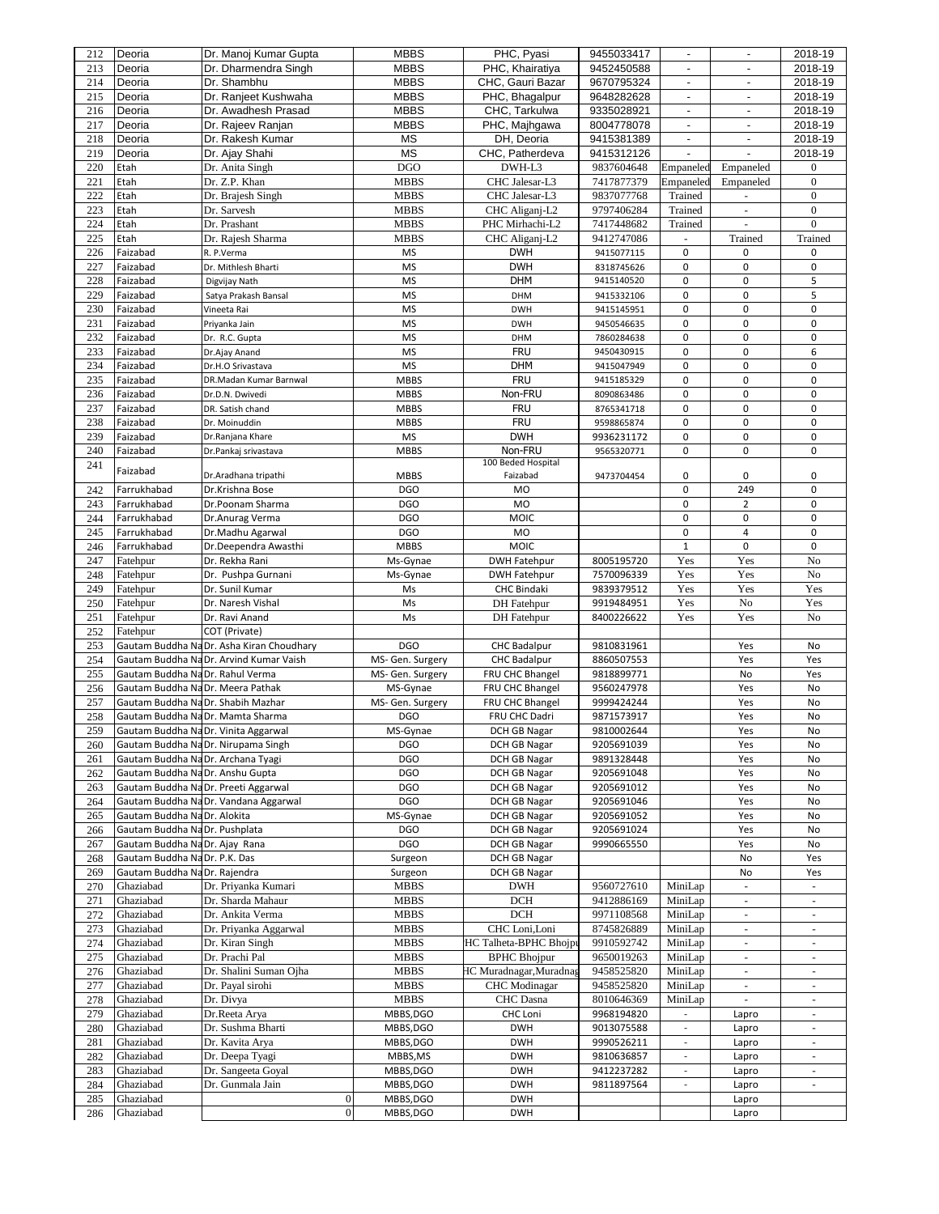| 212 | Deoria | Dr. Manoj Kumar Gupta | MBBS | PHC, Pyasi | 9455033417 | - | - | 2018-19 |
|---|---|---|---|---|---|---|---|---|
| 213 | Deoria | Dr. Dharmendra Singh | MBBS | PHC, Khairatiya | 9452450588 | - | - | 2018-19 |
| 214 | Deoria | Dr. Shambhu | MBBS | CHC, Gauri Bazar | 9670795324 | - | - | 2018-19 |
| 215 | Deoria | Dr. Ranjeet Kushwaha | MBBS | PHC, Bhagalpur | 9648282628 | - | - | 2018-19 |
| 216 | Deoria | Dr. Awadhesh Prasad | MBBS | CHC, Tarkulwa | 9335028921 | - | - | 2018-19 |
| 217 | Deoria | Dr. Rajeev Ranjan | MBBS | PHC, Majhgawa | 8004778078 | - | - | 2018-19 |
| 218 | Deoria | Dr. Rakesh Kumar | MS | DH, Deoria | 9415381389 | - | - | 2018-19 |
| 219 | Deoria | Dr. Ajay Shahi | MS | CHC, Patherdeva | 9415312126 | - | - | 2018-19 |
| 220 | Etah | Dr. Anita Singh | DGO | DWH-L3 | 9837604648 | Empaneled | Empaneled | 0 |
| 221 | Etah | Dr. Z.P. Khan | MBBS | CHC Jalesar-L3 | 7417877379 | Empaneled | Empaneled | 0 |
| 222 | Etah | Dr. Brajesh Singh | MBBS | CHC Jalesar-L3 | 9837077768 | Trained | - | 0 |
| 223 | Etah | Dr. Sarvesh | MBBS | CHC Aliganj-L2 | 9797406284 | Trained | - | 0 |
| 224 | Etah | Dr. Prashant | MBBS | PHC Mirhachi-L2 | 7417448682 | Trained | - | 0 |
| 225 | Etah | Dr. Rajesh Sharma | MBBS | CHC Aliganj-L2 | 9412747086 | - | Trained | Trained |
| 226 | Faizabad | R. P.Verma | MS | DWH | 9415077115 | 0 | 0 | 0 |
| 227 | Faizabad | Dr. Mithlesh Bharti | MS | DWH | 8318745626 | 0 | 0 | 0 |
| 228 | Faizabad | Digvijay Nath | MS | DHM | 9415140520 | 0 | 0 | 5 |
| 229 | Faizabad | Satya Prakash Bansal | MS | DHM | 9415332106 | 0 | 0 | 5 |
| 230 | Faizabad | Vineeta Rai | MS | DWH | 9415145951 | 0 | 0 | 0 |
| 231 | Faizabad | Priyanka Jain | MS | DWH | 9450546635 | 0 | 0 | 0 |
| 232 | Faizabad | Dr. R.C. Gupta | MS | DHM | 7860284638 | 0 | 0 | 0 |
| 233 | Faizabad | Dr.Ajay Anand | MS | FRU | 9450430915 | 0 | 0 | 6 |
| 234 | Faizabad | Dr.H.O Srivastava | MS | DHM | 9415047949 | 0 | 0 | 0 |
| 235 | Faizabad | DR.Madan Kumar Barnwal | MBBS | FRU | 9415185329 | 0 | 0 | 0 |
| 236 | Faizabad | Dr.D.N. Dwivedi | MBBS | Non-FRU | 8090863486 | 0 | 0 | 0 |
| 237 | Faizabad | DR. Satish chand | MBBS | FRU | 8765341718 | 0 | 0 | 0 |
| 238 | Faizabad | Dr. Moinuddin | MBBS | FRU | 9598865874 | 0 | 0 | 0 |
| 239 | Faizabad | Dr.Ranjana Khare | MS | DWH | 9936231172 | 0 | 0 | 0 |
| 240 | Faizabad | Dr.Pankaj srivastava | MBBS | Non-FRU | 9565320771 | 0 | 0 | 0 |
| 241 | Faizabad | Dr.Aradhana tripathi | MBBS | 100 Beded Hospital Faizabad | 9473704454 | 0 | 0 | 0 |
| 242 | Farrukhabad | Dr.Krishna Bose | DGO | MO | | 0 | 249 | 0 |
| 243 | Farrukhabad | Dr.Poonam Sharma | DGO | MO | | 0 | 2 | 0 |
| 244 | Farrukhabad | Dr.Anurag Verma | DGO | MOIC | | 0 | 0 | 0 |
| 245 | Farrukhabad | Dr.Madhu Agarwal | DGO | MO | | 0 | 4 | 0 |
| 246 | Farrukhabad | Dr.Deependra Awasthi | MBBS | MOIC | | 1 | 0 | 0 |
| 247 | Fatehpur | Dr. Rekha Rani | Ms-Gynae | DWH Fatehpur | 8005195720 | Yes | Yes | No |
| 248 | Fatehpur | Dr. Pushpa Gurnani | Ms-Gynae | DWH Fatehpur | 7570096339 | Yes | Yes | No |
| 249 | Fatehpur | Dr. Sunil Kumar | Ms | CHC Bindaki | 9839379512 | Yes | Yes | Yes |
| 250 | Fatehpur | Dr. Naresh Vishal | Ms | DH Fatehpur | 9919484951 | Yes | No | Yes |
| 251 | Fatehpur | Dr. Ravi Anand | Ms | DH Fatehpur | 8400226622 | Yes | Yes | No |
| 252 | Fatehpur | COT (Private) | | | | | | |
| 253 | Gautam Buddha Na | Dr. Asha Kiran Choudhary | DGO | CHC Badalpur | 9810831961 | | Yes | No |
| 254 | Gautam Buddha Na | Dr. Arvind Kumar Vaish | MS- Gen. Surgery | CHC Badalpur | 8860507553 | | Yes | Yes |
| 255 | Gautam Buddha Na | Dr. Rahul Verma | MS- Gen. Surgery | FRU CHC Bhangel | 9818899771 | | No | Yes |
| 256 | Gautam Buddha Na | Dr. Meera Pathak | MS-Gynae | FRU CHC Bhangel | 9560247978 | | Yes | No |
| 257 | Gautam Buddha Na | Dr. Shabih Mazhar | MS- Gen. Surgery | FRU CHC Bhangel | 9999424244 | | Yes | No |
| 258 | Gautam Buddha Na | Dr. Mamta Sharma | DGO | FRU CHC Dadri | 9871573917 | | Yes | No |
| 259 | Gautam Buddha Na | Dr. Vinita Aggarwal | MS-Gynae | DCH GB Nagar | 9810002644 | | Yes | No |
| 260 | Gautam Buddha Na | Dr. Nirupama Singh | DGO | DCH GB Nagar | 9205691039 | | Yes | No |
| 261 | Gautam Buddha Na | Dr. Archana Tyagi | DGO | DCH GB Nagar | 9891328448 | | Yes | No |
| 262 | Gautam Buddha Na | Dr. Anshu Gupta | DGO | DCH GB Nagar | 9205691048 | | Yes | No |
| 263 | Gautam Buddha Na | Dr. Preeti Aggarwal | DGO | DCH GB Nagar | 9205691012 | | Yes | No |
| 264 | Gautam Buddha Na | Dr. Vandana Aggarwal | DGO | DCH GB Nagar | 9205691046 | | Yes | No |
| 265 | Gautam Buddha Na | Dr. Alokita | MS-Gynae | DCH GB Nagar | 9205691052 | | Yes | No |
| 266 | Gautam Buddha Na | Dr. Pushplata | DGO | DCH GB Nagar | 9205691024 | | Yes | No |
| 267 | Gautam Buddha Na | Dr. Ajay Rana | DGO | DCH GB Nagar | 9990665550 | | Yes | No |
| 268 | Gautam Buddha Na | Dr. P.K. Das | Surgeon | DCH GB Nagar | | | No | Yes |
| 269 | Gautam Buddha Na | Dr. Rajendra | Surgeon | DCH GB Nagar | | | No | Yes |
| 270 | Ghaziabad | Dr. Priyanka Kumari | MBBS | DWH | 9560727610 | MiniLap | - | - |
| 271 | Ghaziabad | Dr. Sharda Mahaur | MBBS | DCH | 9412886169 | MiniLap | - | - |
| 272 | Ghaziabad | Dr. Ankita Verma | MBBS | DCH | 9971108568 | MiniLap | - | - |
| 273 | Ghaziabad | Dr. Priyanka Aggarwal | MBBS | CHC Loni,Loni | 8745826889 | MiniLap | - | - |
| 274 | Ghaziabad | Dr. Kiran Singh | MBBS | HC Talheta-BPHC Bhojpu | 9910592742 | MiniLap | - | - |
| 275 | Ghaziabad | Dr. Prachi Pal | MBBS | BPHC Bhojpur | 9650019263 | MiniLap | - | - |
| 276 | Ghaziabad | Dr. Shalini Suman Ojha | MBBS | HC Muradnagar,Muradnag | 9458525820 | MiniLap | - | - |
| 277 | Ghaziabad | Dr. Payal sirohi | MBBS | CHC Modinagar | 9458525820 | MiniLap | - | - |
| 278 | Ghaziabad | Dr. Divya | MBBS | CHC Dasna | 8010646369 | MiniLap | - | - |
| 279 | Ghaziabad | Dr.Reeta Arya | MBBS,DGO | CHC Loni | 9968194820 | - | Lapro | - |
| 280 | Ghaziabad | Dr. Sushma Bharti | MBBS,DGO | DWH | 9013075588 | - | Lapro | - |
| 281 | Ghaziabad | Dr. Kavita Arya | MBBS,DGO | DWH | 9990526211 | - | Lapro | - |
| 282 | Ghaziabad | Dr. Deepa Tyagi | MBBS,MS | DWH | 9810636857 | - | Lapro | - |
| 283 | Ghaziabad | Dr. Sangeeta Goyal | MBBS,DGO | DWH | 9412237282 | - | Lapro | - |
| 284 | Ghaziabad | Dr. Gunmala Jain | MBBS,DGO | DWH | 9811897564 | - | Lapro | - |
| 285 | Ghaziabad | 0 | MBBS,DGO | DWH | | | Lapro | |
| 286 | Ghaziabad | 0 | MBBS,DGO | DWH | | | Lapro | |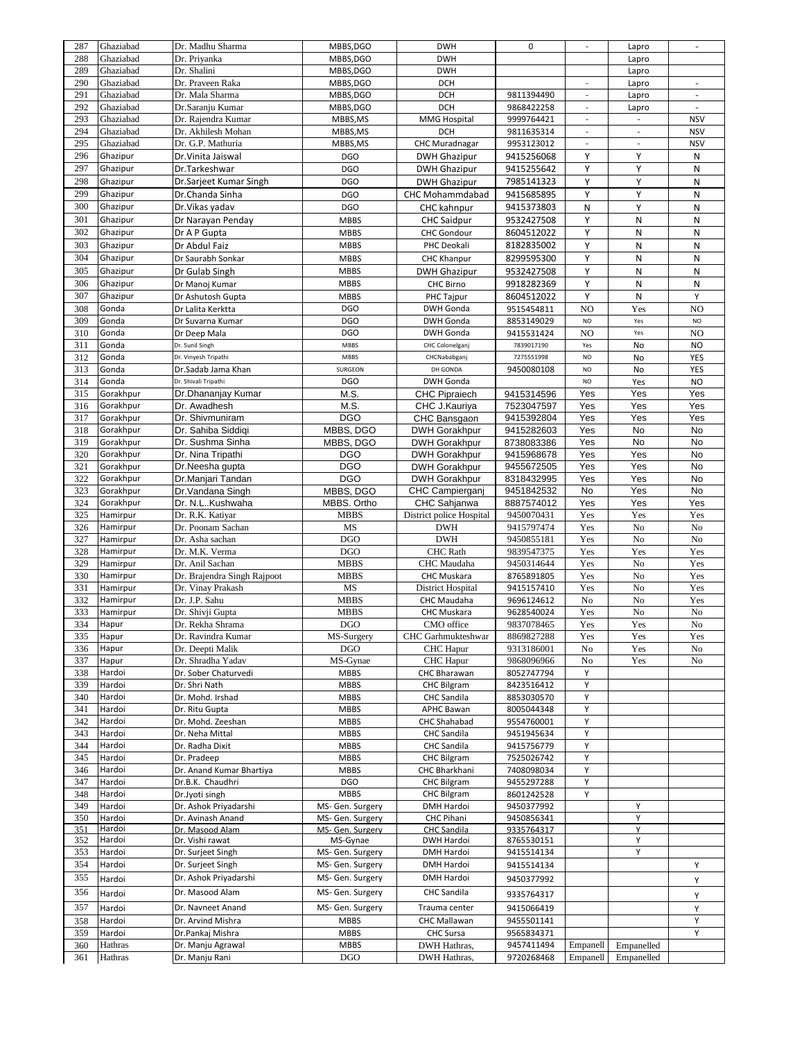| 287 | Ghaziabad | Dr. Madhu Sharma | MBBS,DGO | DWH | 0 | - | Lapro | - |
|---|---|---|---|---|---|---|---|---|
| 288 | Ghaziabad | Dr. Priyanka | MBBS,DGO | DWH | | | Lapro | |
| 289 | Ghaziabad | Dr. Shalini | MBBS,DGO | DWH | | | Lapro | |
| 290 | Ghaziabad | Dr. Praveen Raka | MBBS,DGO | DCH | | - | Lapro | - |
| 291 | Ghaziabad | Dr. Mala Sharma | MBBS,DGO | DCH | 9811394490 | - | Lapro | - |
| 292 | Ghaziabad | Dr.Saranju Kumar | MBBS,DGO | DCH | 9868422258 | - | Lapro | - |
| 293 | Ghaziabad | Dr. Rajendra Kumar | MBBS,MS | MMG Hospital | 9999764421 | - | - | NSV |
| 294 | Ghaziabad | Dr. Akhilesh Mohan | MBBS,MS | DCH | 9811635314 | - | - | NSV |
| 295 | Ghaziabad | Dr. G.P. Mathuria | MBBS,MS | CHC Muradnagar | 9953123012 | - | - | NSV |
| 296 | Ghazipur | Dr.Vinita Jaiswal | DGO | DWH Ghazipur | 9415256068 | Y | Y | N |
| 297 | Ghazipur | Dr.Tarkeshwar | DGO | DWH Ghazipur | 9415255642 | Y | Y | N |
| 298 | Ghazipur | Dr.Sarjeet Kumar Singh | DGO | DWH Ghazipur | 7985141323 | Y | Y | N |
| 299 | Ghazipur | Dr.Chanda Sinha | DGO | CHC Mohammdabad | 9415685895 | Y | Y | N |
| 300 | Ghazipur | Dr.Vikas yadav | DGO | CHC kahnpur | 9415373803 | N | Y | N |
| 301 | Ghazipur | Dr Narayan Penday | MBBS | CHC Saidpur | 9532427508 | Y | N | N |
| 302 | Ghazipur | Dr A P Gupta | MBBS | CHC Gondour | 8604512022 | Y | N | N |
| 303 | Ghazipur | Dr Abdul Faiz | MBBS | PHC Deokali | 8182835002 | Y | N | N |
| 304 | Ghazipur | Dr Saurabh Sonkar | MBBS | CHC Khanpur | 8299595300 | Y | N | N |
| 305 | Ghazipur | Dr Gulab Singh | MBBS | DWH Ghazipur | 9532427508 | Y | N | N |
| 306 | Ghazipur | Dr Manoj Kumar | MBBS | CHC Birno | 9918282369 | Y | N | N |
| 307 | Ghazipur | Dr Ashutosh Gupta | MBBS | PHC Tajpur | 8604512022 | Y | N | Y |
| 308 | Gonda | Dr Lalita Kerktta | DGO | DWH Gonda | 9515454811 | NO | Yes | NO |
| 309 | Gonda | Dr Suvarna Kumar | DGO | DWH Gonda | 8853149029 | NO | Yes | NO |
| 310 | Gonda | Dr Deep Mala | DGO | DWH Gonda | 9415531424 | NO | Yes | NO |
| 311 | Gonda | Dr. Sunil Singh | MBBS | CHC Colonelganj | 7839017190 | Yes | No | NO |
| 312 | Gonda | Dr. Vinyesh Tripathi | MBBS | CHCNababganj | 7275551998 | NO | No | YES |
| 313 | Gonda | Dr.Sadab Jama Khan | SURGEON | DH GONDA | 9450080108 | NO | No | YES |
| 314 | Gonda | Dr. Shivali Tripathi | DGO | DWH Gonda | | NO | Yes | NO |
| 315 | Gorakhpur | Dr.Dhananjay Kumar | M.S. | CHC Pipraiech | 9415314596 | Yes | Yes | Yes |
| 316 | Gorakhpur | Dr. Awadhesh | M.S. | CHC J.Kauriya | 7523047597 | Yes | Yes | Yes |
| 317 | Gorakhpur | Dr. Shivmuniram | DGO | CHC Bansgaon | 9415392804 | Yes | Yes | Yes |
| 318 | Gorakhpur | Dr. Sahiba Siddiqi | MBBS, DGO | DWH Gorakhpur | 9415282603 | Yes | No | No |
| 319 | Gorakhpur | Dr. Sushma Sinha | MBBS, DGO | DWH Gorakhpur | 8738083386 | Yes | No | No |
| 320 | Gorakhpur | Dr. Nina Tripathi | DGO | DWH Gorakhpur | 9415968678 | Yes | Yes | No |
| 321 | Gorakhpur | Dr.Neesha gupta | DGO | DWH Gorakhpur | 9455672505 | Yes | Yes | No |
| 322 | Gorakhpur | Dr.Manjari Tandan | DGO | DWH Gorakhpur | 8318432995 | Yes | Yes | No |
| 323 | Gorakhpur | Dr.Vandana Singh | MBBS, DGO | CHC Campierganj | 9451842532 | No | Yes | No |
| 324 | Gorakhpur | Dr. N.L..Kushwaha | MBBS. Ortho | CHC Sahjanwa | 8887574012 | Yes | Yes | Yes |
| 325 | Hamirpur | Dr. R.K. Katiyar | MBBS | District police Hospital | 9450070431 | Yes | Yes | Yes |
| 326 | Hamirpur | Dr. Poonam Sachan | MS | DWH | 9415797474 | Yes | No | No |
| 327 | Hamirpur | Dr. Asha sachan | DGO | DWH | 9450855181 | Yes | No | No |
| 328 | Hamirpur | Dr. M.K. Verma | DGO | CHC Rath | 9839547375 | Yes | Yes | Yes |
| 329 | Hamirpur | Dr. Anil Sachan | MBBS | CHC Maudaha | 9450314644 | Yes | No | Yes |
| 330 | Hamirpur | Dr. Brajendra Singh Rajpoot | MBBS | CHC Muskara | 8765891805 | Yes | No | Yes |
| 331 | Hamirpur | Dr. Vinay Prakash | MS | District Hospital | 9415157410 | Yes | No | Yes |
| 332 | Hamirpur | Dr. J.P. Sahu | MBBS | CHC Maudaha | 9696124612 | No | No | Yes |
| 333 | Hamirpur | Dr. Shivji Gupta | MBBS | CHC Muskara | 9628540024 | Yes | No | No |
| 334 | Hapur | Dr. Rekha Shrama | DGO | CMO office | 9837078465 | Yes | Yes | No |
| 335 | Hapur | Dr. Ravindra Kumar | MS-Surgery | CHC Garhmukteshwar | 8869827288 | Yes | Yes | Yes |
| 336 | Hapur | Dr. Deepti Malik | DGO | CHC Hapur | 9313186001 | No | Yes | No |
| 337 | Hapur | Dr. Shradha Yadav | MS-Gynae | CHC Hapur | 9868096966 | No | Yes | No |
| 338 | Hardoi | Dr. Sober Chaturvedi | MBBS | CHC Bharawan | 8052747794 | Y | | |
| 339 | Hardoi | Dr. Shri Nath | MBBS | CHC Bilgram | 8423516412 | Y | | |
| 340 | Hardoi | Dr. Mohd. Irshad | MBBS | CHC Sandila | 8853030570 | Y | | |
| 341 | Hardoi | Dr. Ritu Gupta | MBBS | APHC Bawan | 8005044348 | Y | | |
| 342 | Hardoi | Dr. Mohd. Zeeshan | MBBS | CHC Shahabad | 9554760001 | Y | | |
| 343 | Hardoi | Dr. Neha Mittal | MBBS | CHC Sandila | 9451945634 | Y | | |
| 344 | Hardoi | Dr. Radha Dixit | MBBS | CHC Sandila | 9415756779 | Y | | |
| 345 | Hardoi | Dr. Pradeep | MBBS | CHC Bilgram | 7525026742 | Y | | |
| 346 | Hardoi | Dr. Anand Kumar Bhartiya | MBBS | CHC Bharkhani | 7408098034 | Y | | |
| 347 | Hardoi | Dr.B.K. Chaudhri | DGO | CHC Bilgram | 9455297288 | Y | | |
| 348 | Hardoi | Dr.Jyoti singh | MBBS | CHC Bilgram | 8601242528 | Y | | |
| 349 | Hardoi | Dr. Ashok Priyadarshi | MS- Gen. Surgery | DMH Hardoi | 9450377992 | | Y | |
| 350 | Hardoi | Dr. Avinash Anand | MS- Gen. Surgery | CHC Pihani | 9450856341 | | Y | |
| 351 | Hardoi | Dr. Masood Alam | MS- Gen. Surgery | CHC Sandila | 9335764317 | | Y | |
| 352 | Hardoi | Dr. Vishi rawat | MS-Gynae | DWH Hardoi | 8765530151 | | Y | |
| 353 | Hardoi | Dr. Surjeet Singh | MS- Gen. Surgery | DMH Hardoi | 9415514134 | | Y | |
| 354 | Hardoi | Dr. Surjeet Singh | MS- Gen. Surgery | DMH Hardoi | 9415514134 | | | Y |
| 355 | Hardoi | Dr. Ashok Priyadarshi | MS- Gen. Surgery | DMH Hardoi | 9450377992 | | | Y |
| 356 | Hardoi | Dr. Masood Alam | MS- Gen. Surgery | CHC Sandila | 9335764317 | | | Y |
| 357 | Hardoi | Dr. Navneet Anand | MS- Gen. Surgery | Trauma center | 9415066419 | | | Y |
| 358 | Hardoi | Dr. Arvind Mishra | MBBS | CHC Mallawan | 9455501141 | | | Y |
| 359 | Hardoi | Dr.Pankaj Mishra | MBBS | CHC Sursa | 9565834371 | | | Y |
| 360 | Hathras | Dr. Manju Agrawal | MBBS | DWH Hathras, | 9457411494 | Empanell | Empanelled | |
| 361 | Hathras | Dr. Manju Rani | DGO | DWH Hathras, | 9720268468 | Empanell | Empanelled | |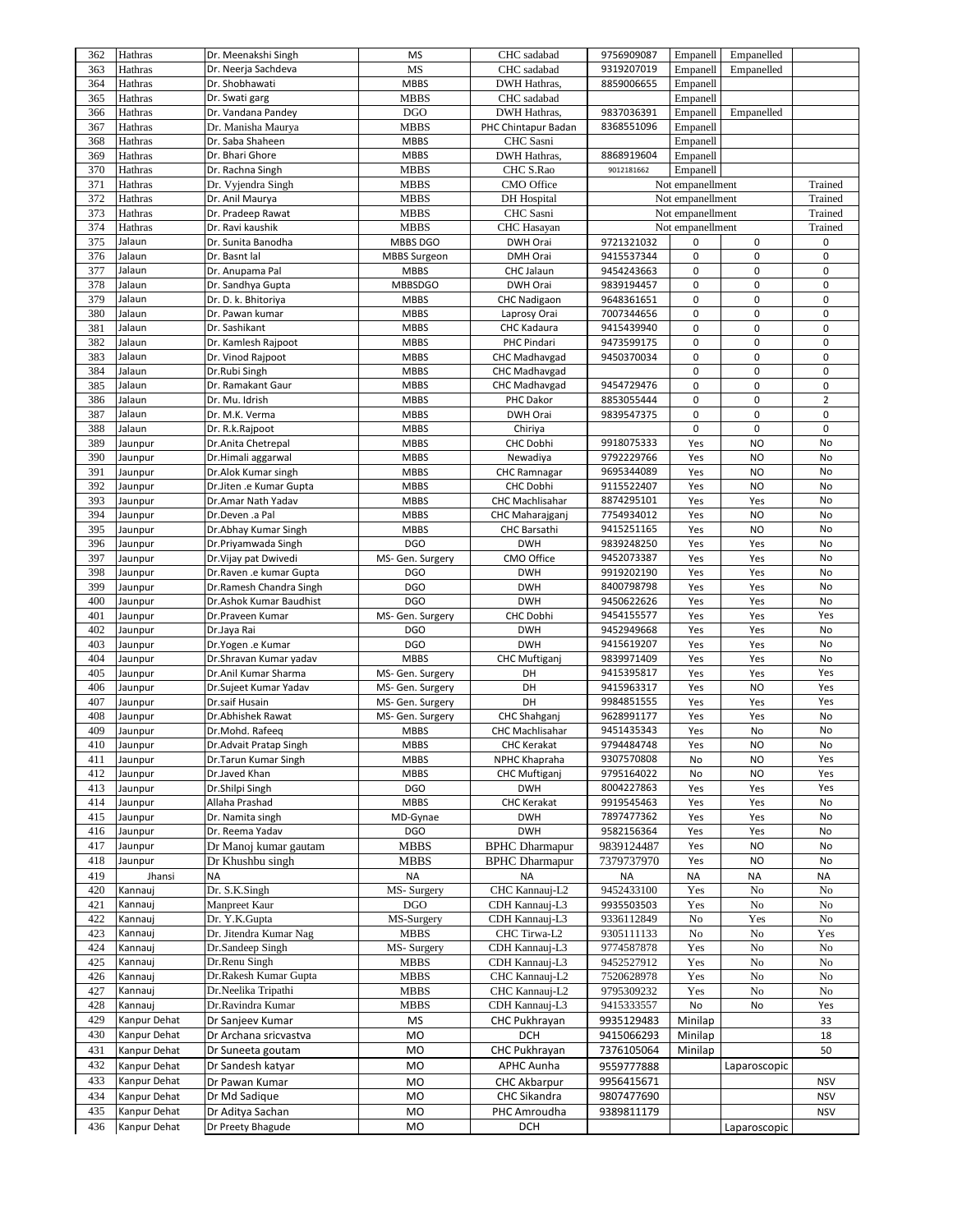| | | | | | | | | |
|---|---|---|---|---|---|---|---|---|
| 362 | Hathras | Dr. Meenakshi Singh | MS | CHC sadabad | 9756909087 | Empanell | Empanelled | |
| 363 | Hathras | Dr. Neerja Sachdeva | MS | CHC sadabad | 9319207019 | Empanell | Empanelled | |
| 364 | Hathras | Dr. Shobhawati | MBBS | DWH Hathras, | 8859006655 | Empanell | | |
| 365 | Hathras | Dr. Swati garg | MBBS | CHC sadabad | | Empanell | | |
| 366 | Hathras | Dr. Vandana Pandey | DGO | DWH Hathras, | 9837036391 | Empanell | Empanelled | |
| 367 | Hathras | Dr. Manisha Maurya | MBBS | PHC Chintapur Badan | 8368551096 | Empanell | | |
| 368 | Hathras | Dr. Saba Shaheen | MBBS | CHC Sasni | | Empanell | | |
| 369 | Hathras | Dr. Bhari Ghore | MBBS | DWH Hathras, | 8868919604 | Empanell | | |
| 370 | Hathras | Dr. Rachna Singh | MBBS | CHC S.Rao | 9012181662 | Empanell | | |
| 371 | Hathras | Dr. Vyjendra Singh | MBBS | CMO Office | Not empanellment | | | Trained |
| 372 | Hathras | Dr. Anil Maurya | MBBS | DH Hospital | Not empanellment | | | Trained |
| 373 | Hathras | Dr. Pradeep Rawat | MBBS | CHC Sasni | Not empanellment | | | Trained |
| 374 | Hathras | Dr. Ravi kaushik | MBBS | CHC Hasayan | Not empanellment | | | Trained |
| 375 | Jalaun | Dr. Sunita Banodha | MBBS DGO | DWH Orai | 9721321032 | 0 | 0 | 0 |
| 376 | Jalaun | Dr. Basnt lal | MBBS Surgeon | DMH Orai | 9415537344 | 0 | 0 | 0 |
| 377 | Jalaun | Dr. Anupama Pal | MBBS | CHC Jalaun | 9454243663 | 0 | 0 | 0 |
| 378 | Jalaun | Dr. Sandhya Gupta | MBBSDGO | DWH Orai | 9839194457 | 0 | 0 | 0 |
| 379 | Jalaun | Dr. D. k. Bhitoriya | MBBS | CHC Nadigaon | 9648361651 | 0 | 0 | 0 |
| 380 | Jalaun | Dr. Pawan kumar | MBBS | Laprosy Orai | 7007344656 | 0 | 0 | 0 |
| 381 | Jalaun | Dr. Sashikant | MBBS | CHC Kadaura | 9415439940 | 0 | 0 | 0 |
| 382 | Jalaun | Dr. Kamlesh Rajpoot | MBBS | PHC Pindari | 9473599175 | 0 | 0 | 0 |
| 383 | Jalaun | Dr. Vinod Rajpoot | MBBS | CHC Madhavgad | 9450370034 | 0 | 0 | 0 |
| 384 | Jalaun | Dr.Rubi Singh | MBBS | CHC Madhavgad | | 0 | 0 | 0 |
| 385 | Jalaun | Dr. Ramakant Gaur | MBBS | CHC Madhavgad | 9454729476 | 0 | 0 | 0 |
| 386 | Jalaun | Dr. Mu. Idrish | MBBS | PHC Dakor | 8853055444 | 0 | 0 | 2 |
| 387 | Jalaun | Dr. M.K. Verma | MBBS | DWH Orai | 9839547375 | 0 | 0 | 0 |
| 388 | Jalaun | Dr. R.k.Rajpoot | MBBS | Chiriya | | 0 | 0 | 0 |
| 389 | Jaunpur | Dr.Anita Chetrepal | MBBS | CHC Dobhi | 9918075333 | Yes | NO | No |
| 390 | Jaunpur | Dr.Himali aggarwal | MBBS | Newadiya | 9792229766 | Yes | NO | No |
| 391 | Jaunpur | Dr.Alok Kumar singh | MBBS | CHC Ramnagar | 9695344089 | Yes | NO | No |
| 392 | Jaunpur | Dr.Jiten .e Kumar Gupta | MBBS | CHC Dobhi | 9115522407 | Yes | NO | No |
| 393 | Jaunpur | Dr.Amar Nath Yadav | MBBS | CHC Machlisahar | 8874295101 | Yes | Yes | No |
| 394 | Jaunpur | Dr.Deven .a Pal | MBBS | CHC Maharajganj | 7754934012 | Yes | NO | No |
| 395 | Jaunpur | Dr.Abhay Kumar Singh | MBBS | CHC Barsathi | 9415251165 | Yes | NO | No |
| 396 | Jaunpur | Dr.Priyamwada Singh | DGO | DWH | 9839248250 | Yes | Yes | No |
| 397 | Jaunpur | Dr.Vijay pat Dwivedi | MS- Gen. Surgery | CMO Office | 9452073387 | Yes | Yes | No |
| 398 | Jaunpur | Dr.Raven .e kumar Gupta | DGO | DWH | 9919202190 | Yes | Yes | No |
| 399 | Jaunpur | Dr.Ramesh Chandra Singh | DGO | DWH | 8400798798 | Yes | Yes | No |
| 400 | Jaunpur | Dr.Ashok Kumar Baudhist | DGO | DWH | 9450622626 | Yes | Yes | No |
| 401 | Jaunpur | Dr.Praveen Kumar | MS- Gen. Surgery | CHC Dobhi | 9454155577 | Yes | Yes | Yes |
| 402 | Jaunpur | Dr.Jaya Rai | DGO | DWH | 9452949668 | Yes | Yes | No |
| 403 | Jaunpur | Dr.Yogen .e Kumar | DGO | DWH | 9415619207 | Yes | Yes | No |
| 404 | Jaunpur | Dr.Shravan Kumar yadav | MBBS | CHC Muftiganj | 9839971409 | Yes | Yes | No |
| 405 | Jaunpur | Dr.Anil Kumar Sharma | MS- Gen. Surgery | DH | 9415395817 | Yes | Yes | Yes |
| 406 | Jaunpur | Dr.Sujeet Kumar Yadav | MS- Gen. Surgery | DH | 9415963317 | Yes | NO | Yes |
| 407 | Jaunpur | Dr.saif Husain | MS- Gen. Surgery | DH | 9984851555 | Yes | Yes | Yes |
| 408 | Jaunpur | Dr.Abhishek Rawat | MS- Gen. Surgery | CHC Shahganj | 9628991177 | Yes | Yes | No |
| 409 | Jaunpur | Dr.Mohd. Rafeeq | MBBS | CHC Machlisahar | 9451435343 | Yes | No | No |
| 410 | Jaunpur | Dr.Advait Pratap Singh | MBBS | CHC Kerakat | 9794484748 | Yes | NO | No |
| 411 | Jaunpur | Dr.Tarun Kumar Singh | MBBS | NPHC Khapraha | 9307570808 | No | NO | Yes |
| 412 | Jaunpur | Dr.Javed Khan | MBBS | CHC Muftiganj | 9795164022 | No | NO | Yes |
| 413 | Jaunpur | Dr.Shilpi Singh | DGO | DWH | 8004227863 | Yes | Yes | Yes |
| 414 | Jaunpur | Allaha Prashad | MBBS | CHC Kerakat | 9919545463 | Yes | Yes | No |
| 415 | Jaunpur | Dr. Namita singh | MD-Gynae | DWH | 7897477362 | Yes | Yes | No |
| 416 | Jaunpur | Dr. Reema Yadav | DGO | DWH | 9582156364 | Yes | Yes | No |
| 417 | Jaunpur | Dr Manoj kumar gautam | MBBS | BPHC Dharmapur | 9839124487 | Yes | NO | No |
| 418 | Jaunpur | Dr Khushbu singh | MBBS | BPHC Dharmapur | 7379737970 | Yes | NO | No |
| 419 | Jhansi | NA | NA | NA | NA | NA | NA | NA |
| 420 | Kannauj | Dr. S.K.Singh | MS- Surgery | CHC Kannauj-L2 | 9452433100 | Yes | No | No |
| 421 | Kannauj | Manpreet Kaur | DGO | CDH Kannauj-L3 | 9935503503 | Yes | No | No |
| 422 | Kannauj | Dr. Y.K.Gupta | MS-Surgery | CDH Kannauj-L3 | 9336112849 | No | Yes | No |
| 423 | Kannauj | Dr. Jitendra Kumar Nag | MBBS | CHC Tirwa-L2 | 9305111133 | No | No | Yes |
| 424 | Kannauj | Dr.Sandeep Singh | MS- Surgery | CDH Kannauj-L3 | 9774587878 | Yes | No | No |
| 425 | Kannauj | Dr.Renu Singh | MBBS | CDH Kannauj-L3 | 9452527912 | Yes | No | No |
| 426 | Kannauj | Dr.Rakesh Kumar Gupta | MBBS | CHC Kannauj-L2 | 7520628978 | Yes | No | No |
| 427 | Kannauj | Dr.Neelika Tripathi | MBBS | CHC Kannauj-L2 | 9795309232 | Yes | No | No |
| 428 | Kannauj | Dr.Ravindra Kumar | MBBS | CDH Kannauj-L3 | 9415333557 | No | No | Yes |
| 429 | Kanpur Dehat | Dr Sanjeev Kumar | MS | CHC Pukhrayan | 9935129483 | Minilap | | 33 |
| 430 | Kanpur Dehat | Dr Archana sricvastva | MO | DCH | 9415066293 | Minilap | | 18 |
| 431 | Kanpur Dehat | Dr Suneeta goutam | MO | CHC Pukhrayan | 7376105064 | Minilap | | 50 |
| 432 | Kanpur Dehat | Dr Sandesh katyar | MO | APHC Aunha | 9559777888 | | Laparoscopic | |
| 433 | Kanpur Dehat | Dr Pawan Kumar | MO | CHC Akbarpur | 9956415671 | | | NSV |
| 434 | Kanpur Dehat | Dr Md Sadique | MO | CHC Sikandra | 9807477690 | | | NSV |
| 435 | Kanpur Dehat | Dr Aditya Sachan | MO | PHC Amroudha | 9389811179 | | | NSV |
| 436 | Kanpur Dehat | Dr Preety Bhagude | MO | DCH | | | Laparoscopic | |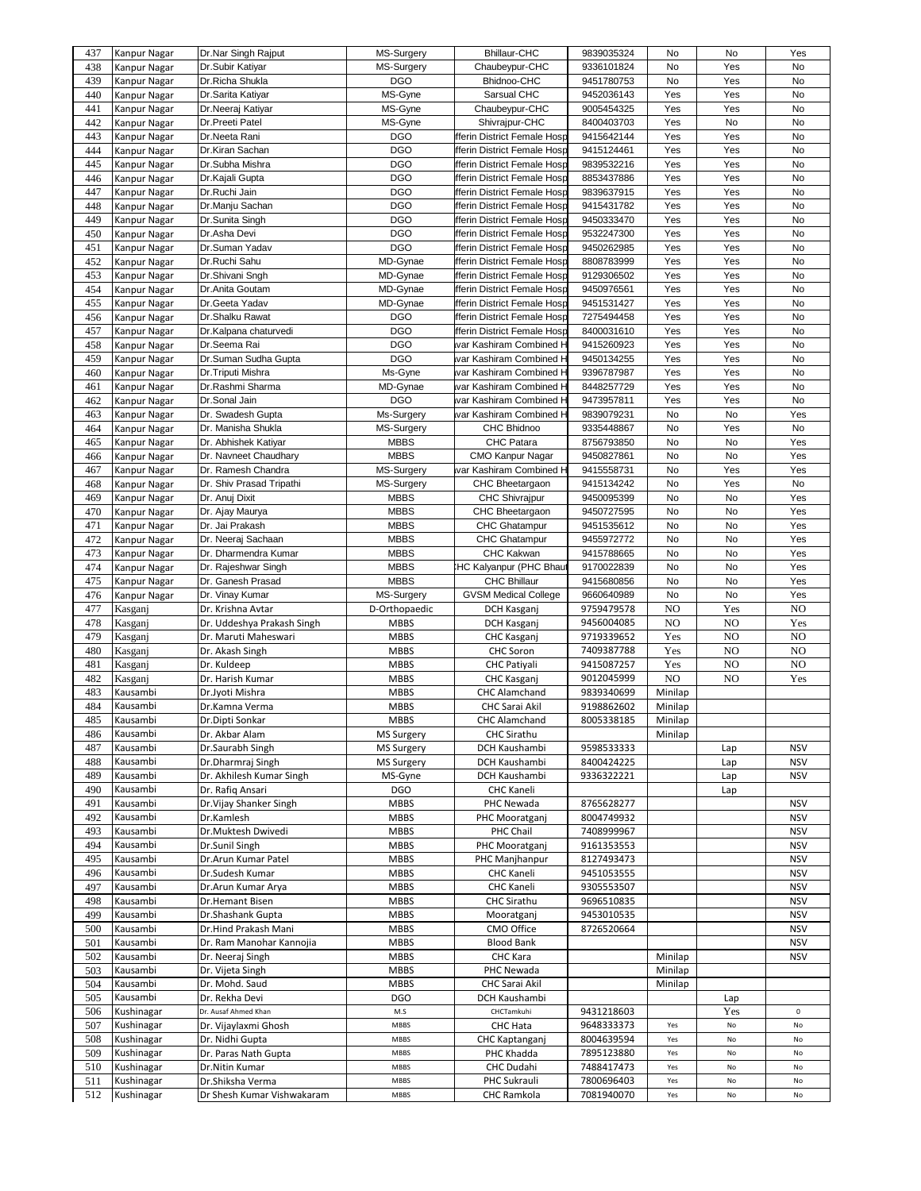| 437 | Kanpur Nagar | Dr.Nar Singh Rajput | MS-Surgery | Bhillaur-CHC | 9839035324 | No | No | Yes |
|---|---|---|---|---|---|---|---|---|
| 438 | Kanpur Nagar | Dr.Subir Katiyar | MS-Surgery | Chaubeypur-CHC | 9336101824 | No | Yes | No |
| 439 | Kanpur Nagar | Dr.Richa Shukla | DGO | Bhidnoo-CHC | 9451780753 | No | Yes | No |
| 440 | Kanpur Nagar | Dr.Sarita Katiyar | MS-Gyne | Sarsual CHC | 9452036143 | Yes | Yes | No |
| 441 | Kanpur Nagar | Dr.Neeraj Katiyar | MS-Gyne | Chaubeypur-CHC | 9005454325 | Yes | Yes | No |
| 442 | Kanpur Nagar | Dr.Preeti Patel | MS-Gyne | Shivrajpur-CHC | 8400403703 | Yes | No | No |
| 443 | Kanpur Nagar | Dr.Neeta Rani | DGO | fferin District Female Hosp | 9415642144 | Yes | Yes | No |
| 444 | Kanpur Nagar | Dr.Kiran Sachan | DGO | fferin District Female Hosp | 9415124461 | Yes | Yes | No |
| 445 | Kanpur Nagar | Dr.Subha Mishra | DGO | fferin District Female Hosp | 9839532216 | Yes | Yes | No |
| 446 | Kanpur Nagar | Dr.Kajali Gupta | DGO | fferin District Female Hosp | 8853437886 | Yes | Yes | No |
| 447 | Kanpur Nagar | Dr.Ruchi Jain | DGO | fferin District Female Hosp | 9839637915 | Yes | Yes | No |
| 448 | Kanpur Nagar | Dr.Manju Sachan | DGO | fferin District Female Hosp | 9415431782 | Yes | Yes | No |
| 449 | Kanpur Nagar | Dr.Sunita Singh | DGO | fferin District Female Hosp | 9450333470 | Yes | Yes | No |
| 450 | Kanpur Nagar | Dr.Asha Devi | DGO | fferin District Female Hosp | 9532247300 | Yes | Yes | No |
| 451 | Kanpur Nagar | Dr.Suman Yadav | DGO | fferin District Female Hosp | 9450262985 | Yes | Yes | No |
| 452 | Kanpur Nagar | Dr.Ruchi Sahu | MD-Gynae | fferin District Female Hosp | 8808783999 | Yes | Yes | No |
| 453 | Kanpur Nagar | Dr.Shivani Sngh | MD-Gynae | fferin District Female Hosp | 9129306502 | Yes | Yes | No |
| 454 | Kanpur Nagar | Dr.Anita Goutam | MD-Gynae | fferin District Female Hosp | 9450976561 | Yes | Yes | No |
| 455 | Kanpur Nagar | Dr.Geeta Yadav | MD-Gynae | fferin District Female Hosp | 9451531427 | Yes | Yes | No |
| 456 | Kanpur Nagar | Dr.Shalku Rawat | DGO | fferin District Female Hosp | 7275494458 | Yes | Yes | No |
| 457 | Kanpur Nagar | Dr.Kalpana chaturvedi | DGO | fferin District Female Hosp | 8400031610 | Yes | Yes | No |
| 458 | Kanpur Nagar | Dr.Seema Rai | DGO | var Kashiram Combined H | 9415260923 | Yes | Yes | No |
| 459 | Kanpur Nagar | Dr.Suman Sudha Gupta | DGO | var Kashiram Combined H | 9450134255 | Yes | Yes | No |
| 460 | Kanpur Nagar | Dr.Triputi Mishra | Ms-Gyne | var Kashiram Combined H | 9396787987 | Yes | Yes | No |
| 461 | Kanpur Nagar | Dr.Rashmi Sharma | MD-Gynae | var Kashiram Combined H | 8448257729 | Yes | Yes | No |
| 462 | Kanpur Nagar | Dr.Sonal Jain | DGO | var Kashiram Combined H | 9473957811 | Yes | Yes | No |
| 463 | Kanpur Nagar | Dr. Swadesh Gupta | Ms-Surgery | var Kashiram Combined H | 9839079231 | No | No | Yes |
| 464 | Kanpur Nagar | Dr. Manisha Shukla | MS-Surgery | CHC Bhidnoo | 9335448867 | No | Yes | No |
| 465 | Kanpur Nagar | Dr. Abhishek Katiyar | MBBS | CHC Patara | 8756793850 | No | No | Yes |
| 466 | Kanpur Nagar | Dr. Navneet Chaudhary | MBBS | CMO Kanpur Nagar | 9450827861 | No | No | Yes |
| 467 | Kanpur Nagar | Dr. Ramesh Chandra | MS-Surgery | var Kashiram Combined H | 9415558731 | No | Yes | Yes |
| 468 | Kanpur Nagar | Dr. Shiv Prasad Tripathi | MS-Surgery | CHC Bheetargaon | 9415134242 | No | Yes | No |
| 469 | Kanpur Nagar | Dr. Anuj Dixit | MBBS | CHC Shivrajpur | 9450095399 | No | No | Yes |
| 470 | Kanpur Nagar | Dr. Ajay Maurya | MBBS | CHC Bheetargaon | 9450727595 | No | No | Yes |
| 471 | Kanpur Nagar | Dr. Jai Prakash | MBBS | CHC Ghatampur | 9451535612 | No | No | Yes |
| 472 | Kanpur Nagar | Dr. Neeraj Sachaan | MBBS | CHC Ghatampur | 9455972772 | No | No | Yes |
| 473 | Kanpur Nagar | Dr. Dharmendra Kumar | MBBS | CHC Kakwan | 9415788665 | No | No | Yes |
| 474 | Kanpur Nagar | Dr. Rajeshwar Singh | MBBS | HC Kalyanpur (PHC Bhaut | 9170022839 | No | No | Yes |
| 475 | Kanpur Nagar | Dr. Ganesh Prasad | MBBS | CHC Bhillaur | 9415680856 | No | No | Yes |
| 476 | Kanpur Nagar | Dr. Vinay Kumar | MS-Surgery | GVSM Medical College | 9660640989 | No | No | Yes |
| 477 | Kasganj | Dr. Krishna Avtar | D-Orthopaedic | DCH Kasganj | 9759479578 | NO | Yes | NO |
| 478 | Kasganj | Dr. Uddeshya Prakash Singh | MBBS | DCH Kasganj | 9456004085 | NO | NO | Yes |
| 479 | Kasganj | Dr. Maruti Maheswari | MBBS | CHC Kasganj | 9719339652 | Yes | NO | NO |
| 480 | Kasganj | Dr. Akash Singh | MBBS | CHC Soron | 7409387788 | Yes | NO | NO |
| 481 | Kasganj | Dr. Kuldeep | MBBS | CHC Patiyali | 9415087257 | Yes | NO | NO |
| 482 | Kasganj | Dr. Harish Kumar | MBBS | CHC Kasganj | 9012045999 | NO | NO | Yes |
| 483 | Kausambi | Dr.Jyoti Mishra | MBBS | CHC Alamchand | 9839340699 | Minilap | | |
| 484 | Kausambi | Dr.Kamna Verma | MBBS | CHC Sarai Akil | 9198862602 | Minilap | | |
| 485 | Kausambi | Dr.Dipti Sonkar | MBBS | CHC Alamchand | 8005338185 | Minilap | | |
| 486 | Kausambi | Dr. Akbar Alam | MS Surgery | CHC Sirathu | | Minilap | | |
| 487 | Kausambi | Dr.Saurabh Singh | MS Surgery | DCH Kaushambi | 9598533333 | | Lap | NSV |
| 488 | Kausambi | Dr.Dharmraj Singh | MS Surgery | DCH Kaushambi | 8400424225 | | Lap | NSV |
| 489 | Kausambi | Dr. Akhilesh Kumar Singh | MS-Gyne | DCH Kaushambi | 9336322221 | | Lap | NSV |
| 490 | Kausambi | Dr. Rafiq Ansari | DGO | CHC Kaneli | | | Lap | |
| 491 | Kausambi | Dr.Vijay Shanker Singh | MBBS | PHC Newada | 8765628277 | | | NSV |
| 492 | Kausambi | Dr.Kamlesh | MBBS | PHC Mooratganj | 8004749932 | | | NSV |
| 493 | Kausambi | Dr.Muktesh Dwivedi | MBBS | PHC Chail | 7408999967 | | | NSV |
| 494 | Kausambi | Dr.Sunil Singh | MBBS | PHC Mooratganj | 9161353553 | | | NSV |
| 495 | Kausambi | Dr.Arun Kumar Patel | MBBS | PHC Manjhanpur | 8127493473 | | | NSV |
| 496 | Kausambi | Dr.Sudesh Kumar | MBBS | CHC Kaneli | 9451053555 | | | NSV |
| 497 | Kausambi | Dr.Arun Kumar Arya | MBBS | CHC Kaneli | 9305553507 | | | NSV |
| 498 | Kausambi | Dr.Hemant Bisen | MBBS | CHC Sirathu | 9696510835 | | | NSV |
| 499 | Kausambi | Dr.Shashank Gupta | MBBS | Mooratganj | 9453010535 | | | NSV |
| 500 | Kausambi | Dr.Hind Prakash Mani | MBBS | CMO Office | 8726520664 | | | NSV |
| 501 | Kausambi | Dr. Ram Manohar Kannojia | MBBS | Blood Bank | | | | NSV |
| 502 | Kausambi | Dr. Neeraj Singh | MBBS | CHC Kara | | Minilap | | NSV |
| 503 | Kausambi | Dr. Vijeta Singh | MBBS | PHC Newada | | Minilap | | |
| 504 | Kausambi | Dr. Mohd. Saud | MBBS | CHC Sarai Akil | | Minilap | | |
| 505 | Kausambi | Dr. Rekha Devi | DGO | DCH Kaushambi | | | Lap | |
| 506 | Kushinagar | Dr. Ausaf Ahmed Khan | M.S | CHCTamkuhi | 9431218603 | | Yes | 0 |
| 507 | Kushinagar | Dr. Vijaylaxmi Ghosh | MBBS | CHC Hata | 9648333373 | Yes | No | No |
| 508 | Kushinagar | Dr. Nidhi Gupta | MBBS | CHC Kaptanganj | 8004639594 | Yes | No | No |
| 509 | Kushinagar | Dr. Paras Nath Gupta | MBBS | PHC Khadda | 7895123880 | Yes | No | No |
| 510 | Kushinagar | Dr.Nitin Kumar | MBBS | CHC Dudahi | 7488417473 | Yes | No | No |
| 511 | Kushinagar | Dr.Shiksha Verma | MBBS | PHC Sukrauli | 7800696403 | Yes | No | No |
| 512 | Kushinagar | Dr Shesh Kumar Vishwakaram | MBBS | CHC Ramkola | 7081940070 | Yes | No | No |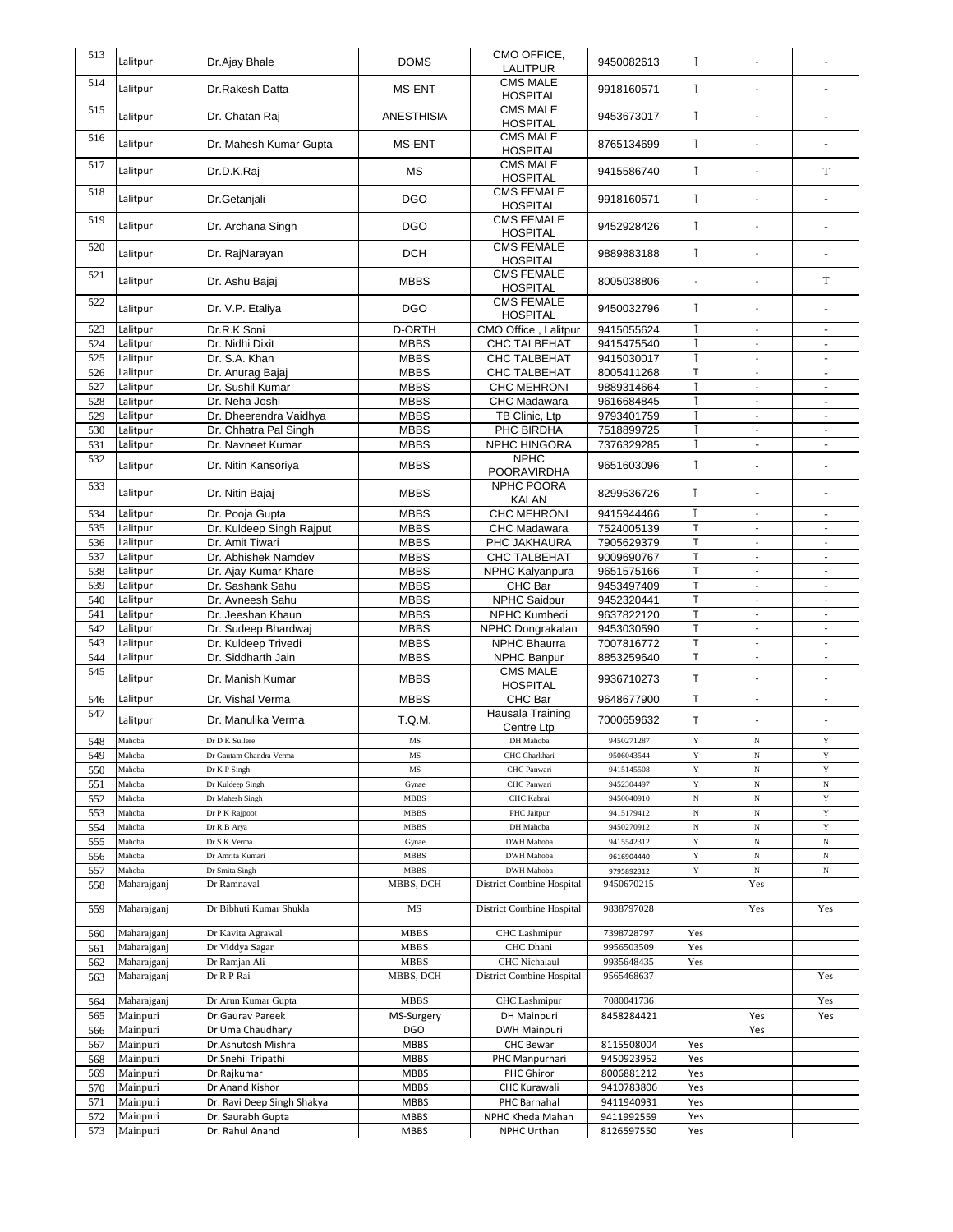| | | | | | | | | |
|---|---|---|---|---|---|---|---|---|
| 513 | Lalitpur | Dr.Ajay Bhale | DOMS | CMO OFFICE, LALITPUR | 9450082613 | T | - | - |
| 514 | Lalitpur | Dr.Rakesh Datta | MS-ENT | CMS MALE HOSPITAL | 9918160571 | T | - | - |
| 515 | Lalitpur | Dr. Chatan Raj | ANESTHISIA | CMS MALE HOSPITAL | 9453673017 | T | - | - |
| 516 | Lalitpur | Dr. Mahesh Kumar Gupta | MS-ENT | CMS MALE HOSPITAL | 8765134699 | T | - | - |
| 517 | Lalitpur | Dr.D.K.Raj | MS | CMS MALE HOSPITAL | 9415586740 | T | - | T |
| 518 | Lalitpur | Dr.Getanjali | DGO | CMS FEMALE HOSPITAL | 9918160571 | T | - | - |
| 519 | Lalitpur | Dr. Archana Singh | DGO | CMS FEMALE HOSPITAL | 9452928426 | T | - | - |
| 520 | Lalitpur | Dr. RajNarayan | DCH | CMS FEMALE HOSPITAL | 9889883188 | T | - | - |
| 521 | Lalitpur | Dr. Ashu Bajaj | MBBS | CMS FEMALE HOSPITAL | 8005038806 | - | - | T |
| 522 | Lalitpur | Dr. V.P. Etaliya | DGO | CMS FEMALE HOSPITAL | 9450032796 | T | - | - |
| 523 | Lalitpur | Dr.R.K Soni | D-ORTH | CMO Office , Lalitpur | 9415055624 | T | - | - |
| 524 | Lalitpur | Dr. Nidhi Dixit | MBBS | CHC TALBEHAT | 9415475540 | T | - | - |
| 525 | Lalitpur | Dr. S.A. Khan | MBBS | CHC TALBEHAT | 9415030017 | T | - | - |
| 526 | Lalitpur | Dr. Anurag Bajaj | MBBS | CHC TALBEHAT | 8005411268 | T | - | - |
| 527 | Lalitpur | Dr. Sushil Kumar | MBBS | CHC MEHRONI | 9889314664 | T | - | - |
| 528 | Lalitpur | Dr. Neha Joshi | MBBS | CHC Madawara | 9616684845 | T | - | - |
| 529 | Lalitpur | Dr. Dheerendra Vaidhya | MBBS | TB Clinic, Ltp | 9793401759 | T | - | - |
| 530 | Lalitpur | Dr. Chhatra Pal Singh | MBBS | PHC BIRDHA | 7518899725 | T | - | - |
| 531 | Lalitpur | Dr. Navneet Kumar | MBBS | NPHC HINGORA | 7376329285 | T | - | - |
| 532 | Lalitpur | Dr. Nitin Kansoriya | MBBS | NPHC POORAVIRDHA | 9651603096 | T | - | - |
| 533 | Lalitpur | Dr. Nitin Bajaj | MBBS | NPHC POORA KALAN | 8299536726 | T | - | - |
| 534 | Lalitpur | Dr. Pooja Gupta | MBBS | CHC MEHRONI | 9415944466 | T | - | - |
| 535 | Lalitpur | Dr. Kuldeep Singh Rajput | MBBS | CHC Madawara | 7524005139 | T | - | - |
| 536 | Lalitpur | Dr. Amit Tiwari | MBBS | PHC JAKHAURA | 7905629379 | T | - | - |
| 537 | Lalitpur | Dr. Abhishek Namdev | MBBS | CHC TALBEHAT | 9009690767 | T | - | - |
| 538 | Lalitpur | Dr. Ajay Kumar Khare | MBBS | NPHC Kalyanpura | 9651575166 | T | - | - |
| 539 | Lalitpur | Dr. Sashank Sahu | MBBS | CHC Bar | 9453497409 | T | - | - |
| 540 | Lalitpur | Dr. Avneesh Sahu | MBBS | NPHC Saidpur | 9452320441 | T | - | - |
| 541 | Lalitpur | Dr. Jeeshan Khaun | MBBS | NPHC Kumhedi | 9637822120 | T | - | - |
| 542 | Lalitpur | Dr. Sudeep Bhardwaj | MBBS | NPHC Dongrakalan | 9453030590 | T | - | - |
| 543 | Lalitpur | Dr. Kuldeep Trivedi | MBBS | NPHC Bhaurra | 7007816772 | T | - | - |
| 544 | Lalitpur | Dr. Siddharth Jain | MBBS | NPHC Banpur | 8853259640 | T | - | - |
| 545 | Lalitpur | Dr. Manish Kumar | MBBS | CMS MALE HOSPITAL | 9936710273 | T | - | - |
| 546 | Lalitpur | Dr. Vishal Verma | MBBS | CHC Bar | 9648677900 | T | - | - |
| 547 | Lalitpur | Dr. Manulika Verma | T.Q.M. | Hausala Training Centre Ltp | 7000659632 | T | - | - |
| 548 | Mahoba | Dr D K Sullere | MS | DH Mahoba | 9450271287 | Y | N | Y |
| 549 | Mahoba | Dr Gautam Chandra Verma | MS | CHC Charkhari | 9506043544 | Y | N | Y |
| 550 | Mahoba | Dr K P Singh | MS | CHC Panwari | 9415145508 | Y | N | Y |
| 551 | Mahoba | Dr Kuldeep Singh | Gynae | CHC Panwari | 9452304497 | Y | N | N |
| 552 | Mahoba | Dr Mahesh Singh | MBBS | CHC Kabrai | 9450040910 | N | N | Y |
| 553 | Mahoba | Dr P K Rajpoot | MBBS | PHC Jaitpur | 9415179412 | N | N | Y |
| 554 | Mahoba | Dr R B Arya | MBBS | DH Mahoba | 9450270912 | N | N | Y |
| 555 | Mahoba | Dr S K Verma | Gynae | DWH Mahoba | 9415542312 | Y | N | N |
| 556 | Mahoba | Dr Amrita Kumari | MBBS | DWH Mahoba | 9616904440 | Y | N | N |
| 557 | Mahoba | Dr Smita Singh | MBBS | DWH Mahoba | 9795892312 | Y | N | N |
| 558 | Maharajganj | Dr Ramnaval | MBBS, DCH | District Combine Hospital | 9450670215 | | Yes | |
| 559 | Maharajganj | Dr Bibhuti Kumar Shukla | MS | District Combine Hospital | 9838797028 | | Yes | Yes |
| 560 | Maharajganj | Dr Kavita Agrawal | MBBS | CHC Lashmipur | 7398728797 | Yes | | |
| 561 | Maharajganj | Dr Viddya Sagar | MBBS | CHC Dhani | 9956503509 | Yes | | |
| 562 | Maharajganj | Dr Ramjan Ali | MBBS | CHC Nichalaul | 9935648435 | Yes | | |
| 563 | Maharajganj | Dr R P Rai | MBBS, DCH | District Combine Hospital | 9565468637 | | | Yes |
| 564 | Maharajganj | Dr Arun Kumar Gupta | MBBS | CHC Lashmipur | 7080041736 | | | Yes |
| 565 | Mainpuri | Dr.Gaurav Pareek | MS-Surgery | DH Mainpuri | 8458284421 | | Yes | Yes |
| 566 | Mainpuri | Dr Uma Chaudhary | DGO | DWH Mainpuri | | | Yes | |
| 567 | Mainpuri | Dr.Ashutosh Mishra | MBBS | CHC Bewar | 8115508004 | Yes | | |
| 568 | Mainpuri | Dr.Snehil Tripathi | MBBS | PHC Manpurhari | 9450923952 | Yes | | |
| 569 | Mainpuri | Dr.Rajkumar | MBBS | PHC Ghiror | 8006881212 | Yes | | |
| 570 | Mainpuri | Dr Anand Kishor | MBBS | CHC Kurawali | 9410783806 | Yes | | |
| 571 | Mainpuri | Dr. Ravi Deep Singh Shakya | MBBS | PHC Barnahal | 9411940931 | Yes | | |
| 572 | Mainpuri | Dr. Saurabh Gupta | MBBS | NPHC Kheda Mahan | 9411992559 | Yes | | |
| 573 | Mainpuri | Dr. Rahul Anand | MBBS | NPHC Urthan | 8126597550 | Yes | | |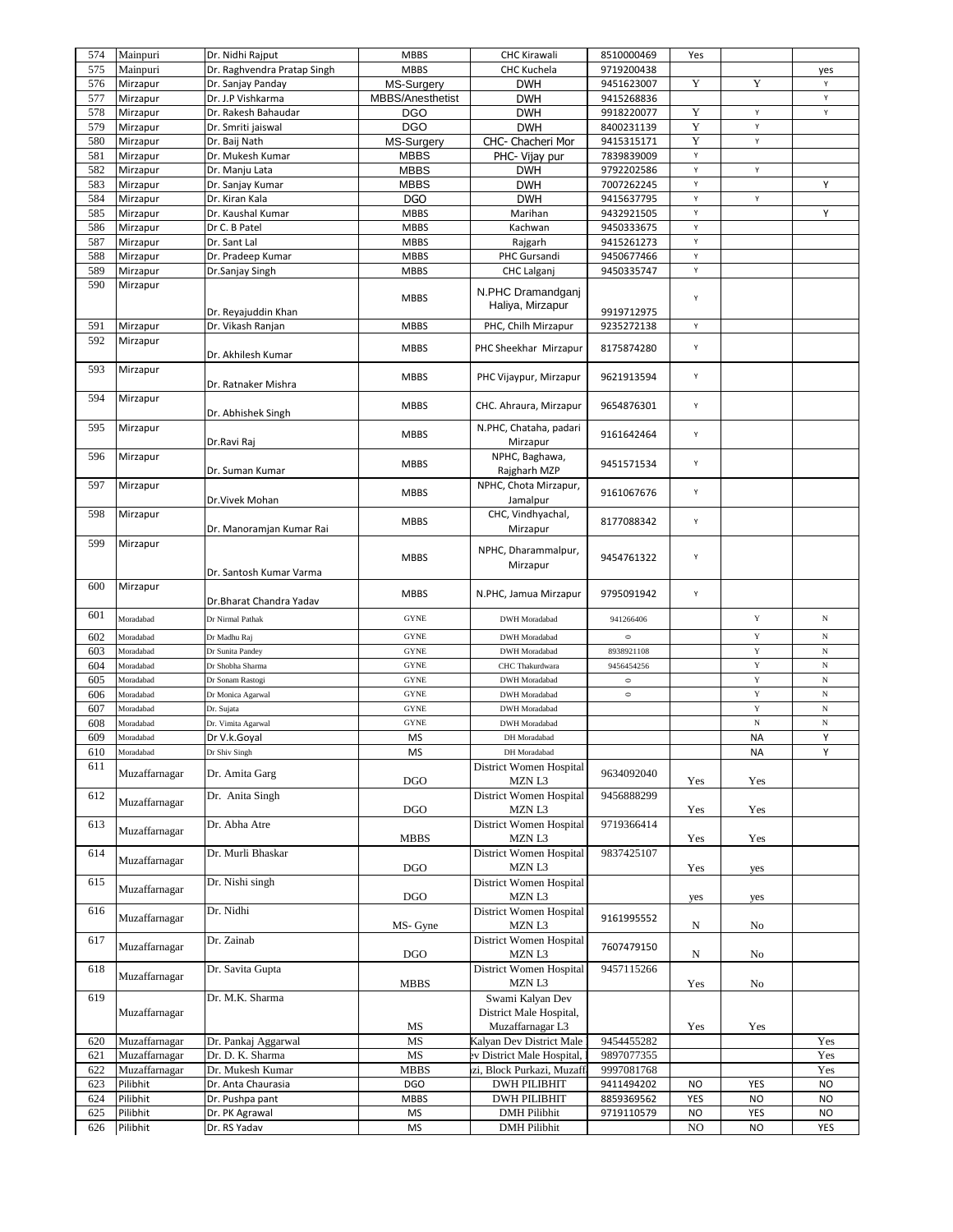| 574 | Mainpuri | Dr. Nidhi Rajput | MBBS | CHC Kirawali | 8510000469 | Yes | | |
|---|---|---|---|---|---|---|---|---|
| 575 | Mainpuri | Dr. Raghvendra Pratap Singh | MBBS | CHC Kuchela | 9719200438 | | | yes |
| 576 | Mirzapur | Dr. Sanjay Panday | MS-Surgery | DWH | 9451623007 | Y | Y | Y |
| 577 | Mirzapur | Dr. J.P Vishkarma | MBBS/Anesthetist | DWH | 9415268836 | | | Y |
| 578 | Mirzapur | Dr. Rakesh Bahaudar | DGO | DWH | 9918220077 | Y | Y | Y |
| 579 | Mirzapur | Dr. Smriti jaiswal | DGO | DWH | 8400231139 | Y | Y | |
| 580 | Mirzapur | Dr. Baij Nath | MS-Surgery | CHC- Chacheri Mor | 9415315171 | Y | Y | |
| 581 | Mirzapur | Dr. Mukesh Kumar | MBBS | PHC- Vijay pur | 7839839009 | Y | | |
| 582 | Mirzapur | Dr. Manju Lata | MBBS | DWH | 9792202586 | Y | Y | |
| 583 | Mirzapur | Dr. Sanjay Kumar | MBBS | DWH | 7007262245 | Y | | Y |
| 584 | Mirzapur | Dr. Kiran Kala | DGO | DWH | 9415637795 | Y | Y | |
| 585 | Mirzapur | Dr. Kaushal Kumar | MBBS | Marihan | 9432921505 | Y | | Y |
| 586 | Mirzapur | Dr C. B Patel | MBBS | Kachwan | 9450333675 | Y | | |
| 587 | Mirzapur | Dr. Sant Lal | MBBS | Rajgarh | 9415261273 | Y | | |
| 588 | Mirzapur | Dr. Pradeep Kumar | MBBS | PHC Gursandi | 9450677466 | Y | | |
| 589 | Mirzapur | Dr.Sanjay Singh | MBBS | CHC Lalganj | 9450335747 | Y | | |
| 590 | Mirzapur | Dr. Reyajuddin Khan | MBBS | N.PHC Dramandganj Haliya, Mirzapur | 9919712975 | Y | | |
| 591 | Mirzapur | Dr. Vikash Ranjan | MBBS | PHC, Chilh Mirzapur | 9235272138 | Y | | |
| 592 | Mirzapur | Dr. Akhilesh Kumar | MBBS | PHC Sheekhar Mirzapur | 8175874280 | Y | | |
| 593 | Mirzapur | Dr. Ratnaker Mishra | MBBS | PHC Vijaypur, Mirzapur | 9621913594 | Y | | |
| 594 | Mirzapur | Dr. Abhishek Singh | MBBS | CHC. Ahraura, Mirzapur | 9654876301 | Y | | |
| 595 | Mirzapur | Dr.Ravi Raj | MBBS | N.PHC, Chataha, padari Mirzapur | 9161642464 | Y | | |
| 596 | Mirzapur | Dr. Suman Kumar | MBBS | NPHC, Baghawa, Rajgharh MZP | 9451571534 | Y | | |
| 597 | Mirzapur | Dr.Vivek Mohan | MBBS | NPHC, Chota Mirzapur, Jamalpur | 9161067676 | Y | | |
| 598 | Mirzapur | Dr. Manoramjan Kumar Rai | MBBS | CHC, Vindhyachal, Mirzapur | 8177088342 | Y | | |
| 599 | Mirzapur | Dr. Santosh Kumar Varma | MBBS | NPHC, Dharammalpur, Mirzapur | 9454761322 | Y | | |
| 600 | Mirzapur | Dr.Bharat Chandra Yadav | MBBS | N.PHC, Jamua Mirzapur | 9795091942 | Y | | |
| 601 | Moradabad | Dr Nirmal Pathak | GYNE | DWH Moradabad | 941266406 | | Y | N |
| 602 | Moradabad | Dr Madhu Raj | GYNE | DWH Moradabad | 0 | | Y | N |
| 603 | Moradabad | Dr Sunita Pandey | GYNE | DWH Moradabad | 8938921108 | | Y | N |
| 604 | Moradabad | Dr Shobha Sharma | GYNE | CHC Thakurdwara | 9456454256 | | Y | N |
| 605 | Moradabad | Dr Sonam Rastogi | GYNE | DWH Moradabad | 0 | | Y | N |
| 606 | Moradabad | Dr Monica Agarwal | GYNE | DWH Moradabad | 0 | | Y | N |
| 607 | Moradabad | Dr. Sujata | GYNE | DWH Moradabad | | | Y | N |
| 608 | Moradabad | Dr. Vimita Agarwal | GYNE | DWH Moradabad | | | N | N |
| 609 | Moradabad | Dr V.k.Goyal | MS | DH Moradabad | | | NA | Y |
| 610 | Moradabad | Dr Shiv Singh | MS | DH Moradabad | | | NA | Y |
| 611 | Muzaffarnagar | Dr. Amita Garg | DGO | District Women Hospital MZN L3 | 9634092040 | Yes | Yes | |
| 612 | Muzaffarnagar | Dr. Anita Singh | DGO | District Women Hospital MZN L3 | 9456888299 | Yes | Yes | |
| 613 | Muzaffarnagar | Dr. Abha Atre | MBBS | District Women Hospital MZN L3 | 9719366414 | Yes | Yes | |
| 614 | Muzaffarnagar | Dr. Murli Bhaskar | DGO | District Women Hospital MZN L3 | 9837425107 | Yes | yes | |
| 615 | Muzaffarnagar | Dr. Nishi singh | DGO | District Women Hospital MZN L3 | | yes | yes | |
| 616 | Muzaffarnagar | Dr. Nidhi | MS- Gyne | District Women Hospital MZN L3 | 9161995552 | N | No | |
| 617 | Muzaffarnagar | Dr. Zainab | DGO | District Women Hospital MZN L3 | 7607479150 | N | No | |
| 618 | Muzaffarnagar | Dr. Savita Gupta | MBBS | District Women Hospital MZN L3 | 9457115266 | Yes | No | |
| 619 | Muzaffarnagar | Dr. M.K. Sharma | MS | Swami Kalyan Dev District Male Hospital, Muzaffarnagar L3 | | Yes | Yes | |
| 620 | Muzaffarnagar | Dr. Pankaj Aggarwal | MS | Kalyan Dev District Male | 9454455282 | | | Yes |
| 621 | Muzaffarnagar | Dr. D. K. Sharma | MS | ev District Male Hospital, | 9897077355 | | | Yes |
| 622 | Muzaffarnagar | Dr. Mukesh Kumar | MBBS | zi, Block Purkazi, Muzaff | 9997081768 | | | Yes |
| 623 | Pilibhit | Dr. Anta Chaurasia | DGO | DWH PILIBHIT | 9411494202 | NO | YES | NO |
| 624 | Pilibhit | Dr. Pushpa pant | MBBS | DWH PILIBHIT | 8859369562 | YES | NO | NO |
| 625 | Pilibhit | Dr. PK Agrawal | MS | DMH Pilibhit | 9719110579 | NO | YES | NO |
| 626 | Pilibhit | Dr. RS Yadav | MS | DMH Pilibhit | | NO | NO | YES |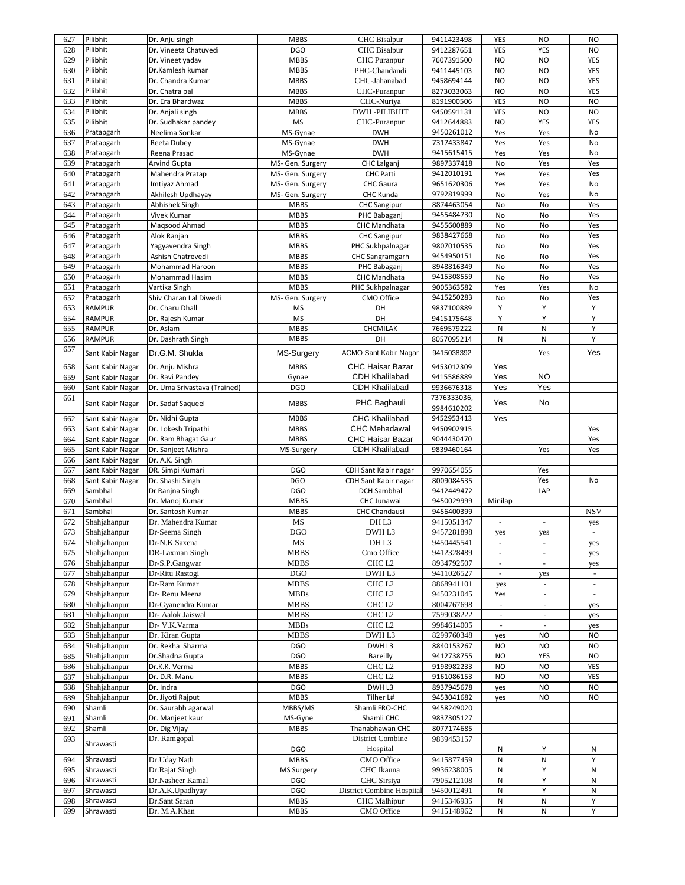| 627 | Pilibhit | Dr. Anju singh | MBBS | CHC Bisalpur | 9411423498 | YES | NO | NO |
|---|---|---|---|---|---|---|---|---|
| 628 | Pilibhit | Dr. Vineeta Chatuvedi | DGO | CHC Bisalpur | 9412287651 | YES | YES | NO |
| 629 | Pilibhit | Dr. Vineet yadav | MBBS | CHC Puranpur | 7607391500 | NO | NO | YES |
| 630 | Pilibhit | Dr.Kamlesh kumar | MBBS | PHC-Chandandi | 9411445103 | NO | NO | YES |
| 631 | Pilibhit | Dr. Chandra Kumar | MBBS | CHC-Jahanabad | 9458694144 | NO | NO | YES |
| 632 | Pilibhit | Dr. Chatra pal | MBBS | CHC-Puranpur | 8273033063 | NO | NO | YES |
| 633 | Pilibhit | Dr. Era Bhardwaz | MBBS | CHC-Nuriya | 8191900506 | YES | NO | NO |
| 634 | Pilibhit | Dr. Anjali singh | MBBS | DWH -PILIBHIT | 9450591131 | YES | NO | NO |
| 635 | Pilibhit | Dr. Sudhakar pandey | MS | CHC-Puranpur | 9412644883 | NO | YES | YES |
| 636 | Pratapgarh | Neelima Sonkar | MS-Gynae | DWH | 9450261012 | Yes | Yes | No |
| 637 | Pratapgarh | Reeta Dubey | MS-Gynae | DWH | 7317433847 | Yes | Yes | No |
| 638 | Pratapgarh | Reena Prasad | MS-Gynae | DWH | 9415615415 | Yes | Yes | No |
| 639 | Pratapgarh | Arvind Gupta | MS- Gen. Surgery | CHC Lalganj | 9897337418 | No | Yes | Yes |
| 640 | Pratapgarh | Mahendra Pratap | MS- Gen. Surgery | CHC Patti | 9412010191 | Yes | Yes | Yes |
| 641 | Pratapgarh | Imtiyaz Ahmad | MS- Gen. Surgery | CHC Gaura | 9651620306 | Yes | Yes | No |
| 642 | Pratapgarh | Akhilesh Updhayay | MS- Gen. Surgery | CHC Kunda | 9792819999 | No | Yes | No |
| 643 | Pratapgarh | Abhishek Singh | MBBS | CHC Sangipur | 8874463054 | No | No | Yes |
| 644 | Pratapgarh | Vivek Kumar | MBBS | PHC Babaganj | 9455484730 | No | No | Yes |
| 645 | Pratapgarh | Maqsood Ahmad | MBBS | CHC Mandhata | 9455600889 | No | No | Yes |
| 646 | Pratapgarh | Alok Ranjan | MBBS | CHC Sangipur | 9838427668 | No | No | Yes |
| 647 | Pratapgarh | Yagyavendra Singh | MBBS | PHC Sukhpalnagar | 9807010535 | No | No | Yes |
| 648 | Pratapgarh | Ashish Chatrevedi | MBBS | CHC Sangramgarh | 9454950151 | No | No | Yes |
| 649 | Pratapgarh | Mohammad Haroon | MBBS | PHC Babaganj | 8948816349 | No | No | Yes |
| 650 | Pratapgarh | Mohammad Hasim | MBBS | CHC Mandhata | 9415308559 | No | No | Yes |
| 651 | Pratapgarh | Vartika Singh | MBBS | PHC Sukhpalnagar | 9005363582 | Yes | Yes | No |
| 652 | Pratapgarh | Shiv Charan Lal Diwedi | MS- Gen. Surgery | CMO Office | 9415250283 | No | No | Yes |
| 653 | RAMPUR | Dr. Charu Dhall | MS | DH | 9837100889 | Y | Y | Y |
| 654 | RAMPUR | Dr. Rajesh Kumar | MS | DH | 9415175648 | Y | Y | Y |
| 655 | RAMPUR | Dr. Aslam | MBBS | CHCMILAK | 7669579222 | N | N | Y |
| 656 | RAMPUR | Dr. Dashrath Singh | MBBS | DH | 8057095214 | N | N | Y |
| 657 | Sant Kabir Nagar | Dr.G.M. Shukla | MS-Surgery | ACMO Sant Kabir Nagar | 9415038392 | | Yes | Yes |
| 658 | Sant Kabir Nagar | Dr. Anju Mishra | MBBS | CHC Haisar Bazar | 9453012309 | Yes | | |
| 659 | Sant Kabir Nagar | Dr. Ravi Pandey | Gynae | CDH Khalilabad | 9415586889 | Yes | NO | |
| 660 | Sant Kabir Nagar | Dr. Uma Srivastava (Trained) | DGO | CDH Khalilabad | 9936676318 | Yes | Yes | |
| 661 | Sant Kabir Nagar | Dr. Sadaf Saqueel | MBBS | PHC Baghauli | 7376333036, 9984610202 | Yes | No | |
| 662 | Sant Kabir Nagar | Dr. Nidhi Gupta | MBBS | CHC Khalilabad | 9452953413 | Yes | | |
| 663 | Sant Kabir Nagar | Dr. Lokesh Tripathi | MBBS | CHC Mehadawal | 9450902915 | | | Yes |
| 664 | Sant Kabir Nagar | Dr. Ram Bhagat Gaur | MBBS | CHC Haisar Bazar | 9044430470 | | | Yes |
| 665 | Sant Kabir Nagar | Dr. Sanjeet Mishra | MS-Surgery | CDH Khalilabad | 9839460164 | | Yes | Yes |
| 666 | Sant Kabir Nagar | Dr. A.K. Singh | | | | | | |
| 667 | Sant Kabir Nagar | DR. Simpi Kumari | DGO | CDH Sant Kabir nagar | 9970654055 | | Yes | |
| 668 | Sant Kabir Nagar | Dr. Shashi Singh | DGO | CDH Sant Kabir nagar | 8009084535 | | Yes | No |
| 669 | Sambhal | Dr Ranjna Singh | DGO | DCH Sambhal | 9412449472 | | LAP | |
| 670 | Sambhal | Dr. Manoj Kumar | MBBS | CHC Junawai | 9450029999 | Minilap | | |
| 671 | Sambhal | Dr. Santosh Kumar | MBBS | CHC Chandausi | 9456400399 | | | NSV |
| 672 | Shahjahanpur | Dr. Mahendra Kumar | MS | DH L3 | 9415051347 | - | - | yes |
| 673 | Shahjahanpur | Dr-Seema Singh | DGO | DWH L3 | 9457281898 | yes | yes | - |
| 674 | Shahjahanpur | Dr-N.K.Saxena | MS | DH L3 | 9450445541 | - | - | yes |
| 675 | Shahjahanpur | DR-Laxman Singh | MBBS | Cmo Office | 9412328489 | - | - | yes |
| 676 | Shahjahanpur | Dr-S.P.Gangwar | MBBS | CHC L2 | 8934792507 | - | - | yes |
| 677 | Shahjahanpur | Dr-Ritu Rastogi | DGO | DWH L3 | 9411026527 | - | yes | - |
| 678 | Shahjahanpur | Dr-Ram Kumar | MBBS | CHC L2 | 8868941101 | yes | - | - |
| 679 | Shahjahanpur | Dr- Renu Meena | MBBs | CHC L2 | 9450231045 | Yes | - | - |
| 680 | Shahjahanpur | Dr-Gyanendra Kumar | MBBS | CHC L2 | 8004767698 | - | - | yes |
| 681 | Shahjahanpur | Dr- Aalok Jaiswal | MBBS | CHC L2 | 7599038222 | - | - | yes |
| 682 | Shahjahanpur | Dr- V.K.Varma | MBBs | CHC L2 | 9984614005 | - | - | yes |
| 683 | Shahjahanpur | Dr. Kiran Gupta | MBBS | DWH L3 | 8299760348 | yes | NO | NO |
| 684 | Shahjahanpur | Dr. Rekha Sharma | DGO | DWH L3 | 8840153267 | NO | NO | NO |
| 685 | Shahjahanpur | Dr.Shadna Gupta | DGO | Bareilly | 9412738755 | NO | YES | NO |
| 686 | Shahjahanpur | Dr.K.K. Verma | MBBS | CHC L2 | 9198982233 | NO | NO | YES |
| 687 | Shahjahanpur | Dr. D.R. Manu | MBBS | CHC L2 | 9161086153 | NO | NO | YES |
| 688 | Shahjahanpur | Dr. Indra | DGO | DWH L3 | 8937945678 | yes | NO | NO |
| 689 | Shahjahanpur | Dr. Jiyoti Rajput | MBBS | Tilher L# | 9453041682 | yes | NO | NO |
| 690 | Shamli | Dr. Saurabh agarwal | MBBS/MS | Shamli FRO-CHC | 9458249020 | | | |
| 691 | Shamli | Dr. Manjeet kaur | MS-Gyne | Shamli CHC | 9837305127 | | | |
| 692 | Shamli | Dr. Dig Vijay | MBBS | Thanabhawan CHC | 8077174685 | | | |
| 693 | Shrawasti | Dr. Ramgopal | DGO | District Combine Hospital | 9839453157 | N | Y | N |
| 694 | Shrawasti | Dr.Uday Nath | MBBS | CMO Office | 9415877459 | N | N | Y |
| 695 | Shrawasti | Dr.Rajat Singh | MS Surgery | CHC Ikauna | 9936238005 | N | Y | N |
| 696 | Shrawasti | Dr.Nasheer Kamal | DGO | CHC Sirsiya | 7905212108 | N | Y | N |
| 697 | Shrawasti | Dr.A.K.Upadhyay | DGO | District Combine Hospital | 9450012491 | N | Y | N |
| 698 | Shrawasti | Dr.Sant Saran | MBBS | CHC Malhipur | 9415346935 | N | N | Y |
| 699 | Shrawasti | Dr. M.A.Khan | MBBS | CMO Office | 9415148962 | N | N | Y |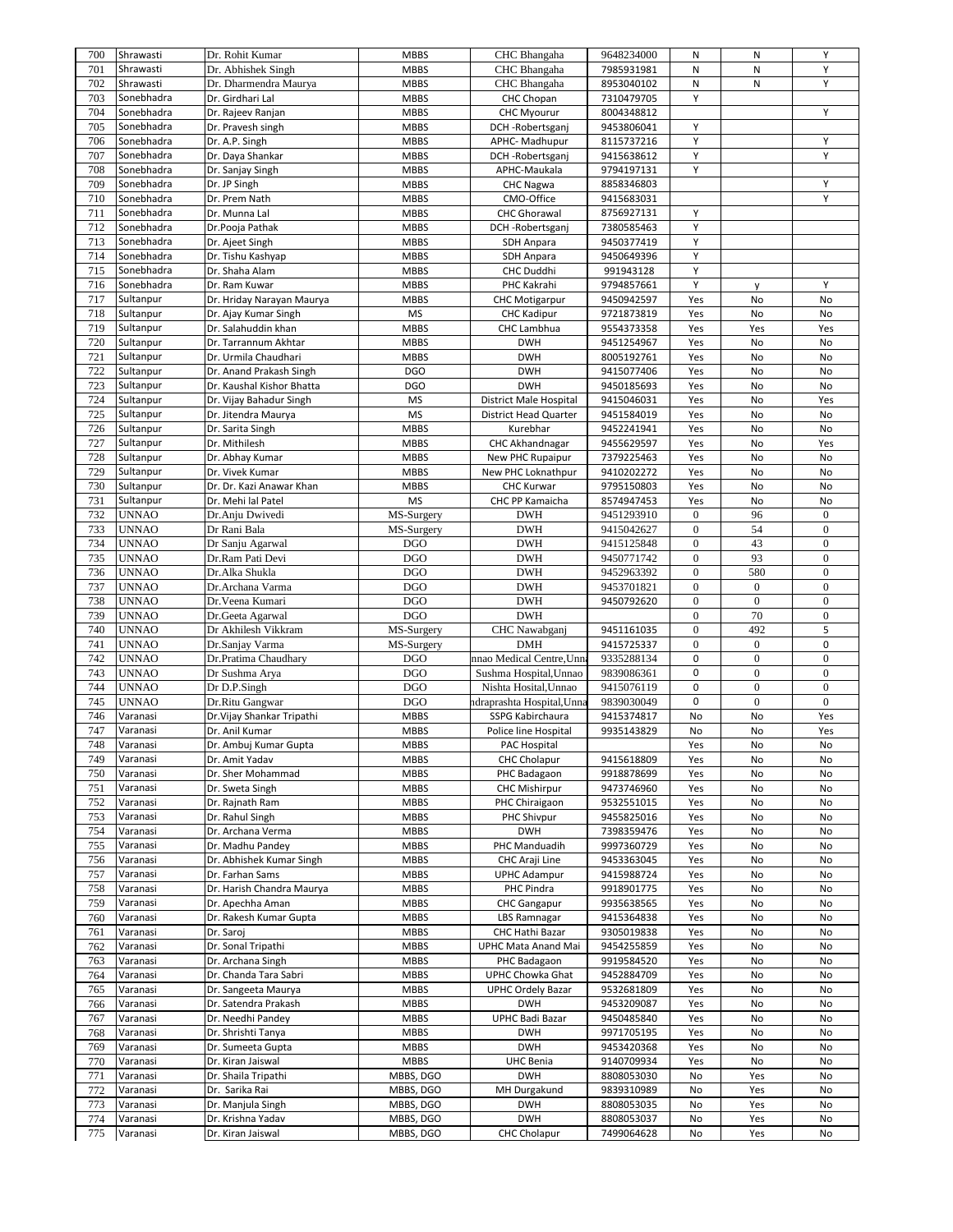| 700 | Shrawasti | Dr. Rohit Kumar | MBBS | CHC Bhangaha | 9648234000 | N | N | Y |
|---|---|---|---|---|---|---|---|---|
| 701 | Shrawasti | Dr. Abhishek Singh | MBBS | CHC Bhangaha | 7985931981 | N | N | Y |
| 702 | Shrawasti | Dr. Dharmendra Maurya | MBBS | CHC Bhangaha | 8953040102 | N | N | Y |
| 703 | Sonebhadra | Dr. Girdhari Lal | MBBS | CHC Chopan | 7310479705 | Y | | |
| 704 | Sonebhadra | Dr. Rajeev Ranjan | MBBS | CHC Myourur | 8004348812 | | | Y |
| 705 | Sonebhadra | Dr. Pravesh singh | MBBS | DCH -Robertsganj | 9453806041 | Y | | |
| 706 | Sonebhadra | Dr. A.P. Singh | MBBS | APHC- Madhupur | 8115737216 | Y | | Y |
| 707 | Sonebhadra | Dr. Daya Shankar | MBBS | DCH -Robertsganj | 9415638612 | Y | | Y |
| 708 | Sonebhadra | Dr. Sanjay Singh | MBBS | APHC-Maukala | 9794197131 | Y | | |
| 709 | Sonebhadra | Dr. JP Singh | MBBS | CHC Nagwa | 8858346803 | | | Y |
| 710 | Sonebhadra | Dr. Prem Nath | MBBS | CMO-Office | 9415683031 | | | Y |
| 711 | Sonebhadra | Dr. Munna Lal | MBBS | CHC Ghorawal | 8756927131 | Y | | |
| 712 | Sonebhadra | Dr.Pooja Pathak | MBBS | DCH -Robertsganj | 7380585463 | Y | | |
| 713 | Sonebhadra | Dr. Ajeet Singh | MBBS | SDH Anpara | 9450377419 | Y | | |
| 714 | Sonebhadra | Dr. Tishu Kashyap | MBBS | SDH Anpara | 9450649396 | Y | | |
| 715 | Sonebhadra | Dr. Shaha Alam | MBBS | CHC Duddhi | 991943128 | Y | | |
| 716 | Sonebhadra | Dr. Ram Kuwar | MBBS | PHC Kakrahi | 9794857661 | Y | y | Y |
| 717 | Sultanpur | Dr. Hriday Narayan Maurya | MBBS | CHC Motigarpur | 9450942597 | Yes | No | No |
| 718 | Sultanpur | Dr. Ajay Kumar Singh | MS | CHC Kadipur | 9721873819 | Yes | No | No |
| 719 | Sultanpur | Dr. Salahuddin khan | MBBS | CHC Lambhua | 9554373358 | Yes | Yes | Yes |
| 720 | Sultanpur | Dr. Tarrannum Akhtar | MBBS | DWH | 9451254967 | Yes | No | No |
| 721 | Sultanpur | Dr. Urmila Chaudhari | MBBS | DWH | 8005192761 | Yes | No | No |
| 722 | Sultanpur | Dr. Anand Prakash Singh | DGO | DWH | 9415077406 | Yes | No | No |
| 723 | Sultanpur | Dr. Kaushal Kishor Bhatta | DGO | DWH | 9450185693 | Yes | No | No |
| 724 | Sultanpur | Dr. Vijay Bahadur Singh | MS | District Male Hospital | 9415046031 | Yes | No | Yes |
| 725 | Sultanpur | Dr. Jitendra Maurya | MS | District Head Quarter | 9451584019 | Yes | No | No |
| 726 | Sultanpur | Dr. Sarita Singh | MBBS | Kurebhar | 9452241941 | Yes | No | No |
| 727 | Sultanpur | Dr. Mithilesh | MBBS | CHC Akhandnagar | 9455629597 | Yes | No | Yes |
| 728 | Sultanpur | Dr. Abhay Kumar | MBBS | New PHC Rupaipur | 7379225463 | Yes | No | No |
| 729 | Sultanpur | Dr. Vivek Kumar | MBBS | New PHC Loknathpur | 9410202272 | Yes | No | No |
| 730 | Sultanpur | Dr. Dr. Kazi Anawar Khan | MBBS | CHC Kurwar | 9795150803 | Yes | No | No |
| 731 | Sultanpur | Dr. Mehi lal Patel | MS | CHC PP Kamaicha | 8574947453 | Yes | No | No |
| 732 | UNNAO | Dr.Anju Dwivedi | MS-Surgery | DWH | 9451293910 | 0 | 96 | 0 |
| 733 | UNNAO | Dr Rani Bala | MS-Surgery | DWH | 9415042627 | 0 | 54 | 0 |
| 734 | UNNAO | Dr Sanju Agarwal | DGO | DWH | 9415125848 | 0 | 43 | 0 |
| 735 | UNNAO | Dr.Ram Pati Devi | DGO | DWH | 9450771742 | 0 | 93 | 0 |
| 736 | UNNAO | Dr.Alka Shukla | DGO | DWH | 9452963392 | 0 | 580 | 0 |
| 737 | UNNAO | Dr.Archana Varma | DGO | DWH | 9453701821 | 0 | 0 | 0 |
| 738 | UNNAO | Dr.Veena Kumari | DGO | DWH | 9450792620 | 0 | 0 | 0 |
| 739 | UNNAO | Dr.Geeta Agarwal | DGO | DWH | | 0 | 70 | 0 |
| 740 | UNNAO | Dr Akhilesh Vikkram | MS-Surgery | CHC Nawabganj | 9451161035 | 0 | 492 | 5 |
| 741 | UNNAO | Dr.Sanjay Varma | MS-Surgery | DMH | 9415725337 | 0 | 0 | 0 |
| 742 | UNNAO | Dr.Pratima Chaudhary | DGO | nnao Medical Centre,Unna | 9335288134 | 0 | 0 | 0 |
| 743 | UNNAO | Dr Sushma Arya | DGO | Sushma Hospital,Unnao | 9839086361 | 0 | 0 | 0 |
| 744 | UNNAO | Dr D.P.Singh | DGO | Nishta Hosital,Unnao | 9415076119 | 0 | 0 | 0 |
| 745 | UNNAO | Dr.Ritu Gangwar | DGO | ndraprashta Hospital,Unna | 9839030049 | 0 | 0 | 0 |
| 746 | Varanasi | Dr.Vijay Shankar Tripathi | MBBS | SSPG Kabirchaura | 9415374817 | No | No | Yes |
| 747 | Varanasi | Dr. Anil Kumar | MBBS | Police line Hospital | 9935143829 | No | No | Yes |
| 748 | Varanasi | Dr. Ambuj Kumar Gupta | MBBS | PAC Hospital | | Yes | No | No |
| 749 | Varanasi | Dr. Amit Yadav | MBBS | CHC Cholapur | 9415618809 | Yes | No | No |
| 750 | Varanasi | Dr. Sher Mohammad | MBBS | PHC Badagaon | 9918878699 | Yes | No | No |
| 751 | Varanasi | Dr. Sweta Singh | MBBS | CHC Mishirpur | 9473746960 | Yes | No | No |
| 752 | Varanasi | Dr. Rajnath Ram | MBBS | PHC Chiraigaon | 9532551015 | Yes | No | No |
| 753 | Varanasi | Dr. Rahul Singh | MBBS | PHC Shivpur | 9455825016 | Yes | No | No |
| 754 | Varanasi | Dr. Archana Verma | MBBS | DWH | 7398359476 | Yes | No | No |
| 755 | Varanasi | Dr. Madhu Pandey | MBBS | PHC Manduadih | 9997360729 | Yes | No | No |
| 756 | Varanasi | Dr. Abhishek Kumar Singh | MBBS | CHC Araji Line | 9453363045 | Yes | No | No |
| 757 | Varanasi | Dr. Farhan Sams | MBBS | UPHC Adampur | 9415988724 | Yes | No | No |
| 758 | Varanasi | Dr. Harish Chandra Maurya | MBBS | PHC Pindra | 9918901775 | Yes | No | No |
| 759 | Varanasi | Dr. Apechha Aman | MBBS | CHC Gangapur | 9935638565 | Yes | No | No |
| 760 | Varanasi | Dr. Rakesh Kumar Gupta | MBBS | LBS Ramnagar | 9415364838 | Yes | No | No |
| 761 | Varanasi | Dr. Saroj | MBBS | CHC Hathi Bazar | 9305019838 | Yes | No | No |
| 762 | Varanasi | Dr. Sonal Tripathi | MBBS | UPHC Mata Anand Mai | 9454255859 | Yes | No | No |
| 763 | Varanasi | Dr. Archana Singh | MBBS | PHC Badagaon | 9919584520 | Yes | No | No |
| 764 | Varanasi | Dr. Chanda Tara Sabri | MBBS | UPHC Chowka Ghat | 9452884709 | Yes | No | No |
| 765 | Varanasi | Dr. Sangeeta Maurya | MBBS | UPHC Ordely Bazar | 9532681809 | Yes | No | No |
| 766 | Varanasi | Dr. Satendra Prakash | MBBS | DWH | 9453209087 | Yes | No | No |
| 767 | Varanasi | Dr. Needhi Pandey | MBBS | UPHC Badi Bazar | 9450485840 | Yes | No | No |
| 768 | Varanasi | Dr. Shrishti Tanya | MBBS | DWH | 9971705195 | Yes | No | No |
| 769 | Varanasi | Dr. Sumeeta Gupta | MBBS | DWH | 9453420368 | Yes | No | No |
| 770 | Varanasi | Dr. Kiran Jaiswal | MBBS | UHC Benia | 9140709934 | Yes | No | No |
| 771 | Varanasi | Dr. Shaila Tripathi | MBBS, DGO | DWH | 8808053030 | No | Yes | No |
| 772 | Varanasi | Dr. Sarika Rai | MBBS, DGO | MH Durgakund | 9839310989 | No | Yes | No |
| 773 | Varanasi | Dr. Manjula Singh | MBBS, DGO | DWH | 8808053035 | No | Yes | No |
| 774 | Varanasi | Dr. Krishna Yadav | MBBS, DGO | DWH | 8808053037 | No | Yes | No |
| 775 | Varanasi | Dr. Kiran Jaiswal | MBBS, DGO | CHC Cholapur | 7499064628 | No | Yes | No |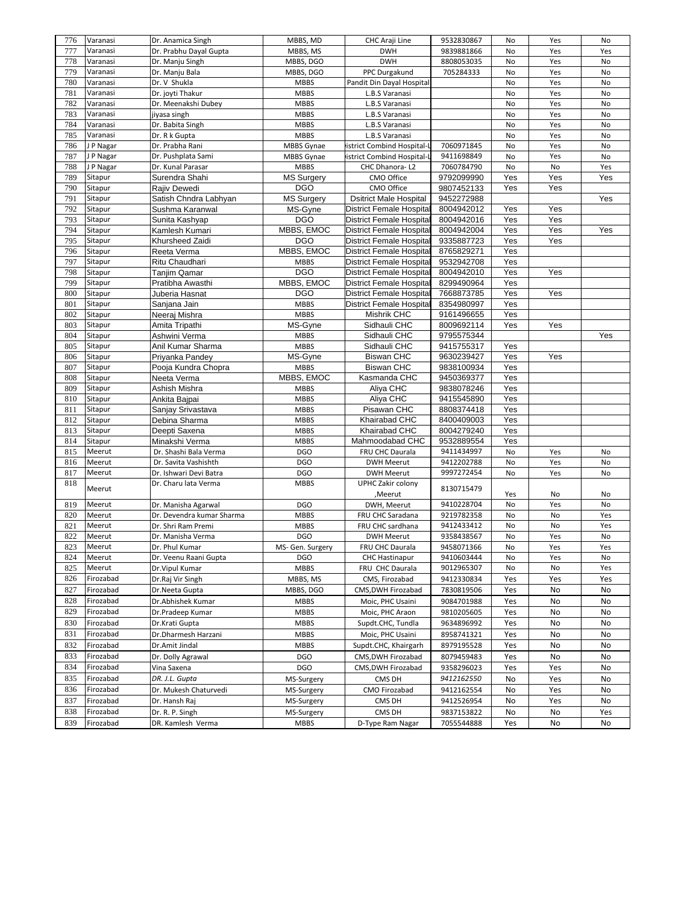| | | | | | | | | |
|---|---|---|---|---|---|---|---|---|
| 776 | Varanasi | Dr. Anamica Singh | MBBS, MD | CHC Araji Line | 9532830867 | No | Yes | No |
| 777 | Varanasi | Dr. Prabhu Dayal Gupta | MBBS, MS | DWH | 9839881866 | No | Yes | Yes |
| 778 | Varanasi | Dr. Manju Singh | MBBS, DGO | DWH | 8808053035 | No | Yes | No |
| 779 | Varanasi | Dr. Manju Bala | MBBS, DGO | PPC Durgakund | 705284333 | No | Yes | No |
| 780 | Varanasi | Dr. V Shukla | MBBS | Pandit Din Dayal Hospital | | No | Yes | No |
| 781 | Varanasi | Dr. joyti Thakur | MBBS | L.B.S Varanasi | | No | Yes | No |
| 782 | Varanasi | Dr. Meenakshi Dubey | MBBS | L.B.S Varanasi | | No | Yes | No |
| 783 | Varanasi | jiyasa singh | MBBS | L.B.S Varanasi | | No | Yes | No |
| 784 | Varanasi | Dr. Babita Singh | MBBS | L.B.S Varanasi | | No | Yes | No |
| 785 | Varanasi | Dr. R k Gupta | MBBS | L.B.S Varanasi | | No | Yes | No |
| 786 | J P Nagar | Dr. Prabha Rani | MBBS Gynae | istrict Combind Hospital-I | 7060971845 | No | Yes | No |
| 787 | J P Nagar | Dr. Pushplata Sami | MBBS Gynae | istrict Combind Hospital-I | 9411698849 | No | Yes | No |
| 788 | J P Nagar | Dr. Kunal Parasar | MBBS | CHC Dhanora- L2 | 7060784790 | No | No | Yes |
| 789 | Sitapur | Surendra Shahi | MS Surgery | CMO Office | 9792099990 | Yes | Yes | Yes |
| 790 | Sitapur | Rajiv Dewedi | DGO | CMO Office | 9807452133 | Yes | Yes | |
| 791 | Sitapur | Satish Chndra Labhyan | MS Surgery | Dsitrict Male Hospital | 9452272988 | | | Yes |
| 792 | Sitapur | Sushma Karanwal | MS-Gyne | District Female Hospital | 8004942012 | Yes | Yes | |
| 793 | Sitapur | Sunita Kashyap | DGO | District Female Hospital | 8004942016 | Yes | Yes | |
| 794 | Sitapur | Kamlesh Kumari | MBBS, EMOC | District Female Hospital | 8004942004 | Yes | Yes | Yes |
| 795 | Sitapur | Khursheed Zaidi | DGO | District Female Hospital | 9335887723 | Yes | Yes | |
| 796 | Sitapur | Reeta Verma | MBBS, EMOC | District Female Hospital | 8765829271 | Yes | | |
| 797 | Sitapur | Ritu Chaudhari | MBBS | District Female Hospital | 9532942708 | Yes | | |
| 798 | Sitapur | Tanjim Qamar | DGO | District Female Hospital | 8004942010 | Yes | Yes | |
| 799 | Sitapur | Pratibha Awasthi | MBBS, EMOC | District Female Hospital | 8299490964 | Yes | | |
| 800 | Sitapur | Juberia Hasnat | DGO | District Female Hospital | 7668873785 | Yes | Yes | |
| 801 | Sitapur | Sanjana Jain | MBBS | District Female Hospital | 8354980997 | Yes | | |
| 802 | Sitapur | Neeraj Mishra | MBBS | Mishrik CHC | 9161496655 | Yes | | |
| 803 | Sitapur | Amita Tripathi | MS-Gyne | Sidhauli CHC | 8009692114 | Yes | Yes | |
| 804 | Sitapur | Ashwini Verma | MBBS | Sidhauli CHC | 9795575344 | | | Yes |
| 805 | Sitapur | Anil Kumar Sharma | MBBS | Sidhauli CHC | 9415755317 | Yes | | |
| 806 | Sitapur | Priyanka Pandey | MS-Gyne | Biswan CHC | 9630239427 | Yes | Yes | |
| 807 | Sitapur | Pooja Kundra Chopra | MBBS | Biswan CHC | 9838100934 | Yes | | |
| 808 | Sitapur | Neeta Verma | MBBS, EMOC | Kasmanda CHC | 9450369377 | Yes | | |
| 809 | Sitapur | Ashish Mishra | MBBS | Aliya CHC | 9838078246 | Yes | | |
| 810 | Sitapur | Ankita Bajpai | MBBS | Aliya CHC | 9415545890 | Yes | | |
| 811 | Sitapur | Sanjay Srivastava | MBBS | Pisawan CHC | 8808374418 | Yes | | |
| 812 | Sitapur | Debina Sharma | MBBS | Khairabad CHC | 8400409003 | Yes | | |
| 813 | Sitapur | Deepti Saxena | MBBS | Khairabad CHC | 8004279240 | Yes | | |
| 814 | Sitapur | Minakshi Verma | MBBS | Mahmoodabad CHC | 9532889554 | Yes | | |
| 815 | Meerut | Dr. Shashi Bala Verma | DGO | FRU CHC Daurala | 9411434997 | No | Yes | No |
| 816 | Meerut | Dr. Savita Vashishth | DGO | DWH Meerut | 9412202788 | No | Yes | No |
| 817 | Meerut | Dr. Ishwari Devi Batra | DGO | DWH Meerut | 9997272454 | No | Yes | No |
| 818 | Meerut | Dr. Charu lata Verma | MBBS | UPHC Zakir colony ,Meerut | 8130715479 | Yes | No | No |
| 819 | Meerut | Dr. Manisha Agarwal | DGO | DWH, Meerut | 9410228704 | No | Yes | No |
| 820 | Meerut | Dr. Devendra kumar Sharma | MBBS | FRU CHC Saradana | 9219782358 | No | No | Yes |
| 821 | Meerut | Dr. Shri Ram Premi | MBBS | FRU CHC sardhana | 9412433412 | No | No | Yes |
| 822 | Meerut | Dr. Manisha Verma | DGO | DWH Meerut | 9358438567 | No | Yes | No |
| 823 | Meerut | Dr. Phul Kumar | MS- Gen. Surgery | FRU CHC Daurala | 9458071366 | No | Yes | Yes |
| 824 | Meerut | Dr. Veenu Raani Gupta | DGO | CHC Hastinapur | 9410603444 | No | Yes | No |
| 825 | Meerut | Dr.Vipul Kumar | MBBS | FRU CHC Daurala | 9012965307 | No | No | Yes |
| 826 | Firozabad | Dr.Raj Vir Singh | MBBS, MS | CMS, Firozabad | 9412330834 | Yes | Yes | Yes |
| 827 | Firozabad | Dr.Neeta Gupta | MBBS, DGO | CMS,DWH Firozabad | 7830819506 | Yes | No | No |
| 828 | Firozabad | Dr.Abhishek Kumar | MBBS | Moic, PHC Usaini | 9084701988 | Yes | No | No |
| 829 | Firozabad | Dr.Pradeep Kumar | MBBS | Moic, PHC Araon | 9810205605 | Yes | No | No |
| 830 | Firozabad | Dr.Krati Gupta | MBBS | Supdt.CHC, Tundla | 9634896992 | Yes | No | No |
| 831 | Firozabad | Dr.Dharmesh Harzani | MBBS | Moic, PHC Usaini | 8958741321 | Yes | No | No |
| 832 | Firozabad | Dr.Amit Jindal | MBBS | Supdt.CHC, Khairgarh | 8979195528 | Yes | No | No |
| 833 | Firozabad | Dr. Dolly Agrawal | DGO | CMS,DWH Firozabad | 8079459483 | Yes | No | No |
| 834 | Firozabad | Vina Saxena | DGO | CMS,DWH Firozabad | 9358296023 | Yes | Yes | No |
| 835 | Firozabad | *DR. J.L. Gupta* | MS-Surgery | CMS DH | *9412162550* | No | Yes | No |
| 836 | Firozabad | Dr. Mukesh Chaturvedi | MS-Surgery | CMO Firozabad | 9412162554 | No | Yes | No |
| 837 | Firozabad | Dr. Hansh Raj | MS-Surgery | CMS DH | 9412526954 | No | Yes | No |
| 838 | Firozabad | Dr. R. P. Singh | MS-Surgery | CMS DH | 9837153822 | No | No | Yes |
| 839 | Firozabad | DR. Kamlesh Verma | MBBS | D-Type Ram Nagar | 7055544888 | Yes | No | No |